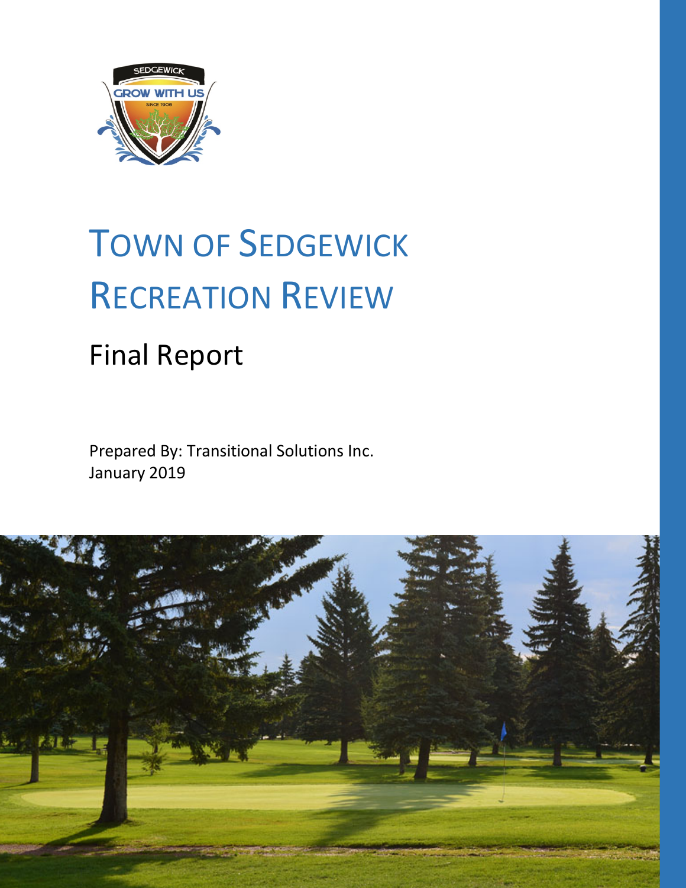# TOWN OF SEDGEWICK RECREATION REVIEW

## Final Report

Prepared By: Transitional Solutions Inc.
January 2019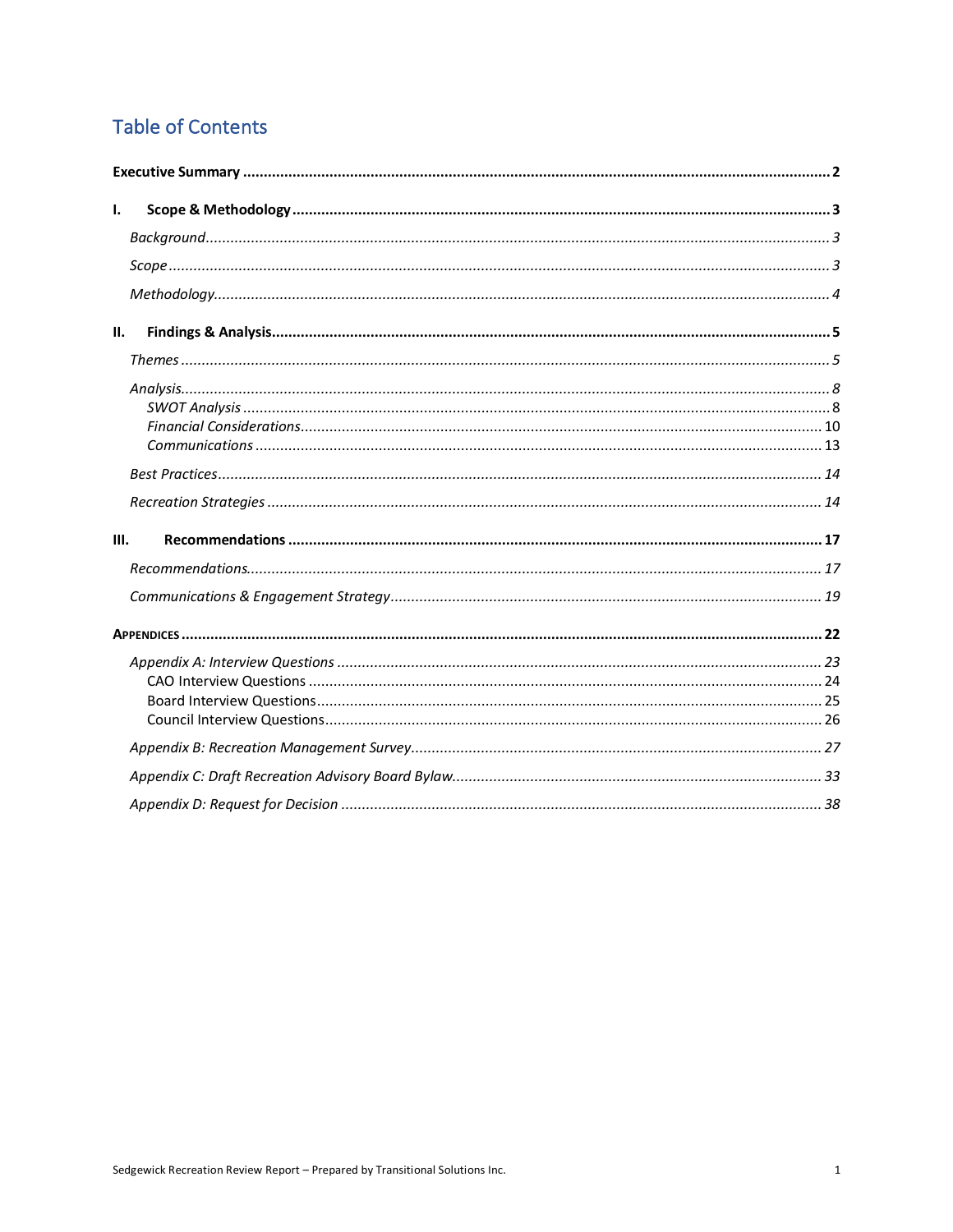# Table of Contents

**Executive Summary** ... **2**

**I. Scope & Methodology** ... **3**

- *Background* ... *3*
- *Scope* ... *3*
- *Methodology* ... *4*

**II. Findings & Analysis** ... **5**

- *Themes* ... *5*
- *Analysis* ... *8*
  - *SWOT Analysis* ... 8
  - *Financial Considerations* ... 10
  - *Communications* ... 13
- *Best Practices* ... *14*
- *Recreation Strategies* ... *14*

**III. Recommendations** ... **17**

- *Recommendations* ... *17*
- *Communications & Engagement Strategy* ... *19*

**Appendices** ... **22**

- *Appendix A: Interview Questions* ... *23*
  - CAO Interview Questions ... 24
  - Board Interview Questions ... 25
  - Council Interview Questions ... 26
- *Appendix B: Recreation Management Survey* ... *27*
- *Appendix C: Draft Recreation Advisory Board Bylaw* ... *33*
- *Appendix D: Request for Decision* ... *38*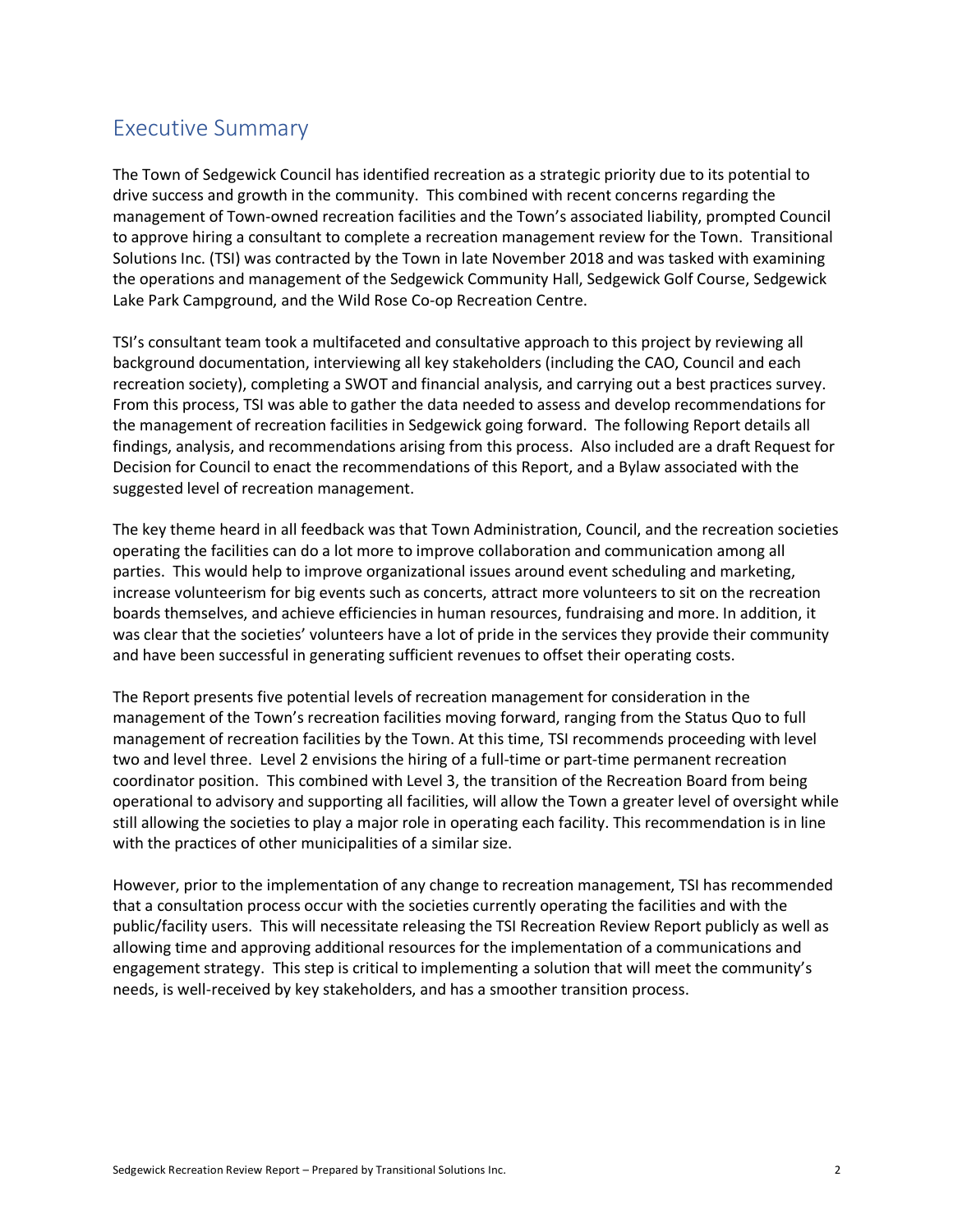## Executive Summary

The Town of Sedgewick Council has identified recreation as a strategic priority due to its potential to drive success and growth in the community. This combined with recent concerns regarding the management of Town-owned recreation facilities and the Town's associated liability, prompted Council to approve hiring a consultant to complete a recreation management review for the Town. Transitional Solutions Inc. (TSI) was contracted by the Town in late November 2018 and was tasked with examining the operations and management of the Sedgewick Community Hall, Sedgewick Golf Course, Sedgewick Lake Park Campground, and the Wild Rose Co-op Recreation Centre.

TSI's consultant team took a multifaceted and consultative approach to this project by reviewing all background documentation, interviewing all key stakeholders (including the CAO, Council and each recreation society), completing a SWOT and financial analysis, and carrying out a best practices survey. From this process, TSI was able to gather the data needed to assess and develop recommendations for the management of recreation facilities in Sedgewick going forward. The following Report details all findings, analysis, and recommendations arising from this process. Also included are a draft Request for Decision for Council to enact the recommendations of this Report, and a Bylaw associated with the suggested level of recreation management.

The key theme heard in all feedback was that Town Administration, Council, and the recreation societies operating the facilities can do a lot more to improve collaboration and communication among all parties. This would help to improve organizational issues around event scheduling and marketing, increase volunteerism for big events such as concerts, attract more volunteers to sit on the recreation boards themselves, and achieve efficiencies in human resources, fundraising and more. In addition, it was clear that the societies' volunteers have a lot of pride in the services they provide their community and have been successful in generating sufficient revenues to offset their operating costs.

The Report presents five potential levels of recreation management for consideration in the management of the Town's recreation facilities moving forward, ranging from the Status Quo to full management of recreation facilities by the Town. At this time, TSI recommends proceeding with level two and level three. Level 2 envisions the hiring of a full-time or part-time permanent recreation coordinator position. This combined with Level 3, the transition of the Recreation Board from being operational to advisory and supporting all facilities, will allow the Town a greater level of oversight while still allowing the societies to play a major role in operating each facility. This recommendation is in line with the practices of other municipalities of a similar size.

However, prior to the implementation of any change to recreation management, TSI has recommended that a consultation process occur with the societies currently operating the facilities and with the public/facility users. This will necessitate releasing the TSI Recreation Review Report publicly as well as allowing time and approving additional resources for the implementation of a communications and engagement strategy. This step is critical to implementing a solution that will meet the community's needs, is well-received by key stakeholders, and has a smoother transition process.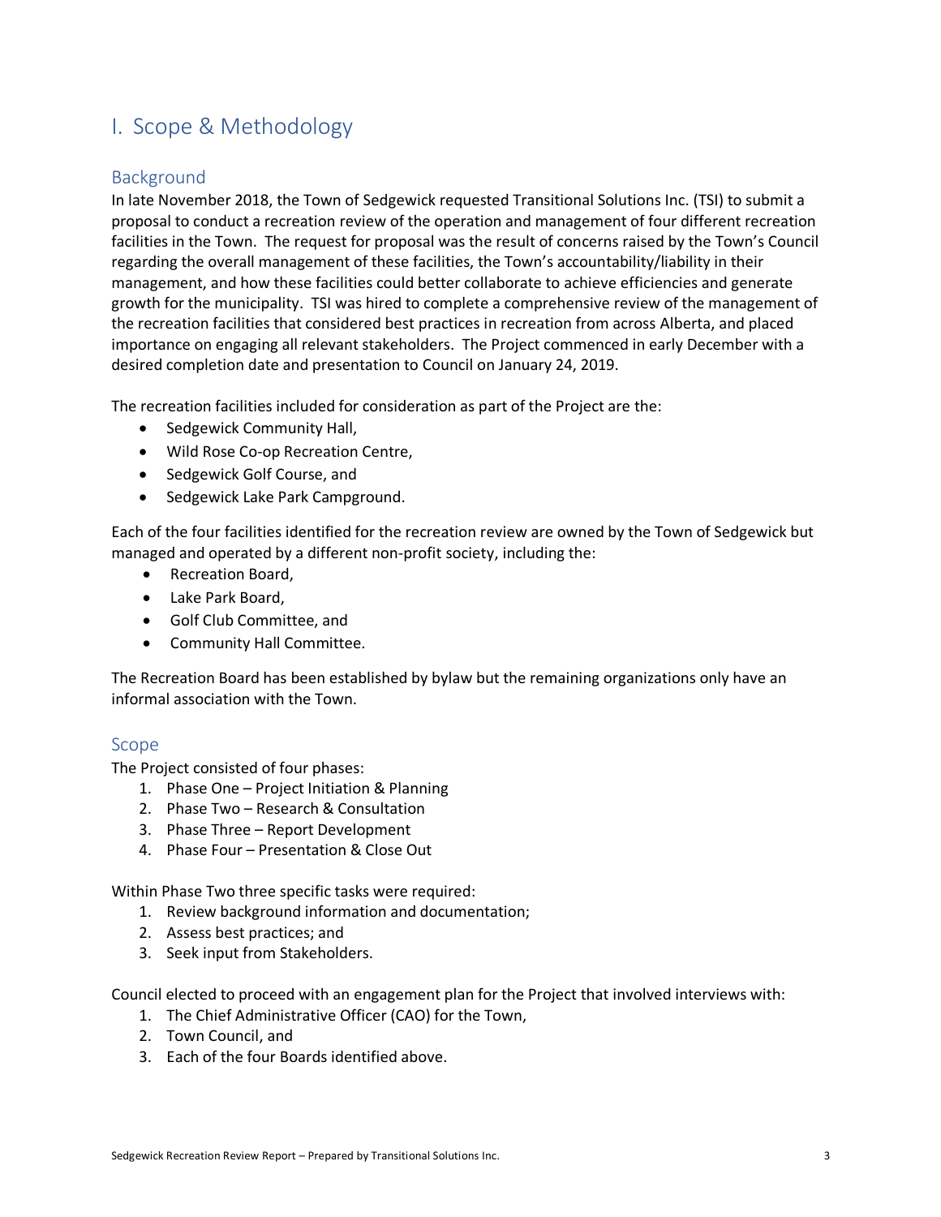# I. Scope & Methodology

## Background

In late November 2018, the Town of Sedgewick requested Transitional Solutions Inc. (TSI) to submit a proposal to conduct a recreation review of the operation and management of four different recreation facilities in the Town. The request for proposal was the result of concerns raised by the Town's Council regarding the overall management of these facilities, the Town's accountability/liability in their management, and how these facilities could better collaborate to achieve efficiencies and generate growth for the municipality. TSI was hired to complete a comprehensive review of the management of the recreation facilities that considered best practices in recreation from across Alberta, and placed importance on engaging all relevant stakeholders. The Project commenced in early December with a desired completion date and presentation to Council on January 24, 2019.

The recreation facilities included for consideration as part of the Project are the:

- Sedgewick Community Hall,
- Wild Rose Co-op Recreation Centre,
- Sedgewick Golf Course, and
- Sedgewick Lake Park Campground.

Each of the four facilities identified for the recreation review are owned by the Town of Sedgewick but managed and operated by a different non-profit society, including the:

- Recreation Board,
- Lake Park Board,
- Golf Club Committee, and
- Community Hall Committee.

The Recreation Board has been established by bylaw but the remaining organizations only have an informal association with the Town.

## Scope

The Project consisted of four phases:

1. Phase One – Project Initiation & Planning
2. Phase Two – Research & Consultation
3. Phase Three – Report Development
4. Phase Four – Presentation & Close Out

Within Phase Two three specific tasks were required:

1. Review background information and documentation;
2. Assess best practices; and
3. Seek input from Stakeholders.

Council elected to proceed with an engagement plan for the Project that involved interviews with:

1. The Chief Administrative Officer (CAO) for the Town,
2. Town Council, and
3. Each of the four Boards identified above.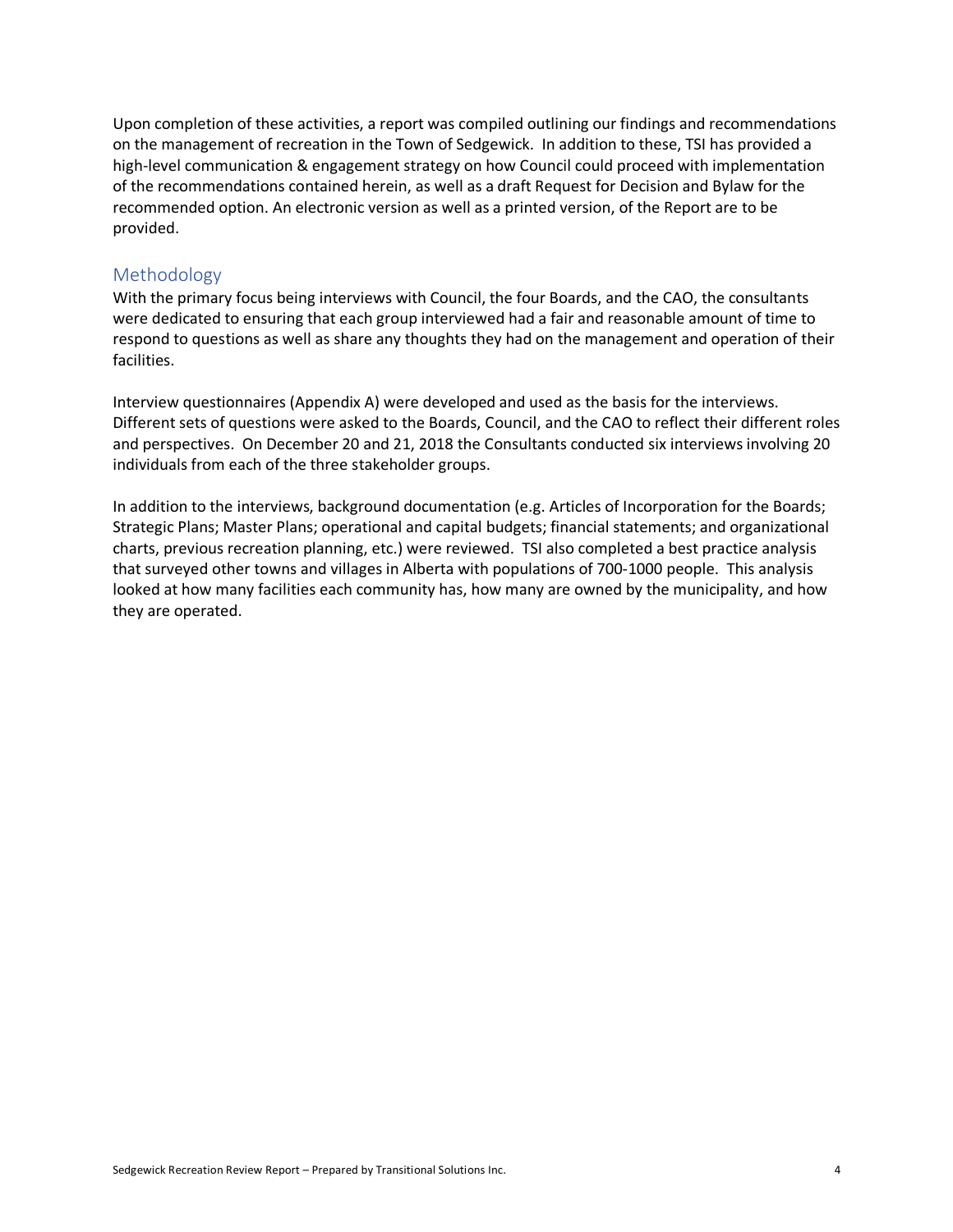Upon completion of these activities, a report was compiled outlining our findings and recommendations on the management of recreation in the Town of Sedgewick. In addition to these, TSI has provided a high-level communication & engagement strategy on how Council could proceed with implementation of the recommendations contained herein, as well as a draft Request for Decision and Bylaw for the recommended option. An electronic version as well as a printed version, of the Report are to be provided.

## Methodology

With the primary focus being interviews with Council, the four Boards, and the CAO, the consultants were dedicated to ensuring that each group interviewed had a fair and reasonable amount of time to respond to questions as well as share any thoughts they had on the management and operation of their facilities.

Interview questionnaires (Appendix A) were developed and used as the basis for the interviews. Different sets of questions were asked to the Boards, Council, and the CAO to reflect their different roles and perspectives. On December 20 and 21, 2018 the Consultants conducted six interviews involving 20 individuals from each of the three stakeholder groups.

In addition to the interviews, background documentation (e.g. Articles of Incorporation for the Boards; Strategic Plans; Master Plans; operational and capital budgets; financial statements; and organizational charts, previous recreation planning, etc.) were reviewed. TSI also completed a best practice analysis that surveyed other towns and villages in Alberta with populations of 700-1000 people. This analysis looked at how many facilities each community has, how many are owned by the municipality, and how they are operated.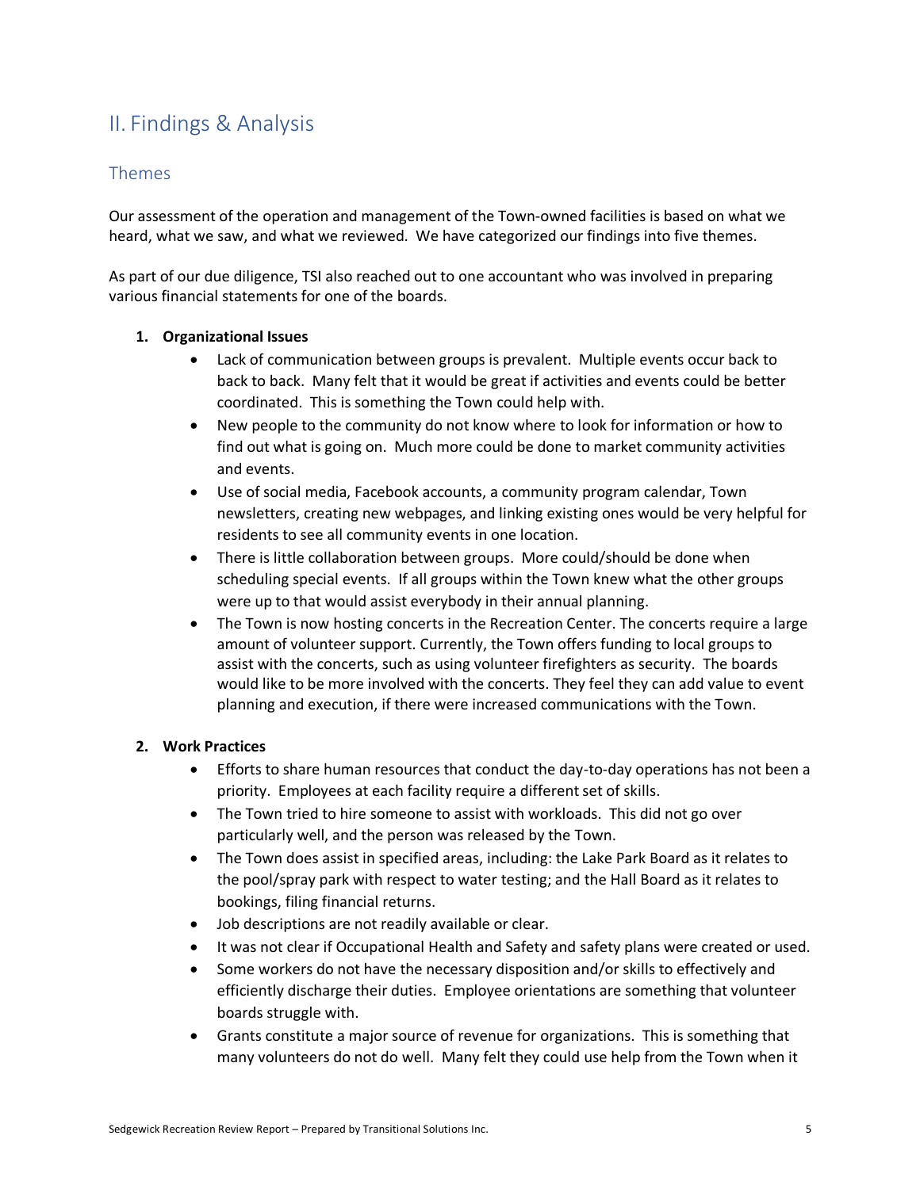## II. Findings & Analysis

### Themes

Our assessment of the operation and management of the Town-owned facilities is based on what we heard, what we saw, and what we reviewed. We have categorized our findings into five themes.

As part of our due diligence, TSI also reached out to one accountant who was involved in preparing various financial statements for one of the boards.

1. **Organizational Issues**
    - Lack of communication between groups is prevalent. Multiple events occur back to back to back. Many felt that it would be great if activities and events could be better coordinated. This is something the Town could help with.
    - New people to the community do not know where to look for information or how to find out what is going on. Much more could be done to market community activities and events.
    - Use of social media, Facebook accounts, a community program calendar, Town newsletters, creating new webpages, and linking existing ones would be very helpful for residents to see all community events in one location.
    - There is little collaboration between groups. More could/should be done when scheduling special events. If all groups within the Town knew what the other groups were up to that would assist everybody in their annual planning.
    - The Town is now hosting concerts in the Recreation Center. The concerts require a large amount of volunteer support. Currently, the Town offers funding to local groups to assist with the concerts, such as using volunteer firefighters as security. The boards would like to be more involved with the concerts. They feel they can add value to event planning and execution, if there were increased communications with the Town.

2. **Work Practices**
    - Efforts to share human resources that conduct the day-to-day operations has not been a priority. Employees at each facility require a different set of skills.
    - The Town tried to hire someone to assist with workloads. This did not go over particularly well, and the person was released by the Town.
    - The Town does assist in specified areas, including: the Lake Park Board as it relates to the pool/spray park with respect to water testing; and the Hall Board as it relates to bookings, filing financial returns.
    - Job descriptions are not readily available or clear.
    - It was not clear if Occupational Health and Safety and safety plans were created or used.
    - Some workers do not have the necessary disposition and/or skills to effectively and efficiently discharge their duties. Employee orientations are something that volunteer boards struggle with.
    - Grants constitute a major source of revenue for organizations. This is something that many volunteers do not do well. Many felt they could use help from the Town when it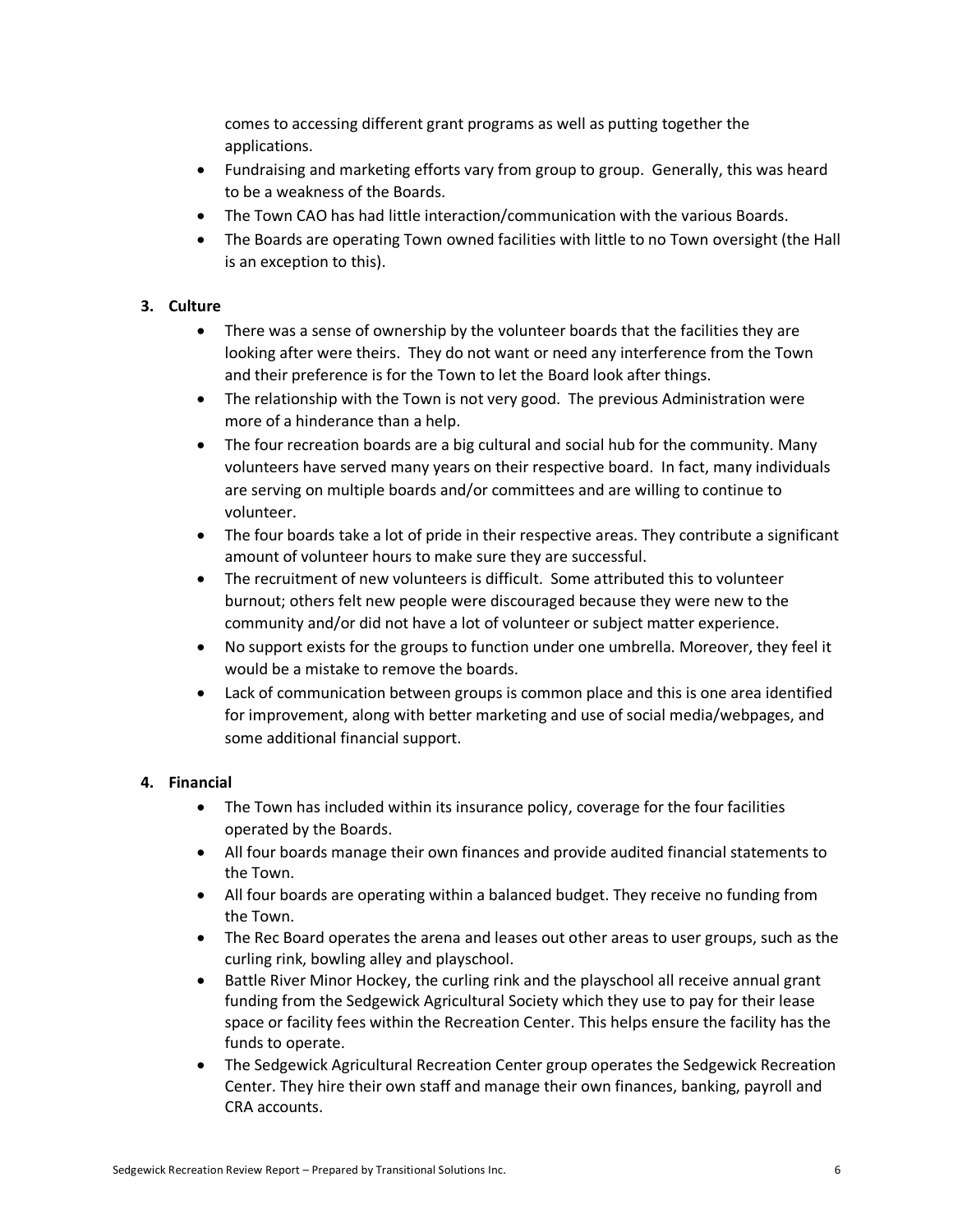comes to accessing different grant programs as well as putting together the applications.

- Fundraising and marketing efforts vary from group to group. Generally, this was heard to be a weakness of the Boards.
- The Town CAO has had little interaction/communication with the various Boards.
- The Boards are operating Town owned facilities with little to no Town oversight (the Hall is an exception to this).

**3. Culture**

- There was a sense of ownership by the volunteer boards that the facilities they are looking after were theirs. They do not want or need any interference from the Town and their preference is for the Town to let the Board look after things.
- The relationship with the Town is not very good. The previous Administration were more of a hinderance than a help.
- The four recreation boards are a big cultural and social hub for the community. Many volunteers have served many years on their respective board. In fact, many individuals are serving on multiple boards and/or committees and are willing to continue to volunteer.
- The four boards take a lot of pride in their respective areas. They contribute a significant amount of volunteer hours to make sure they are successful.
- The recruitment of new volunteers is difficult. Some attributed this to volunteer burnout; others felt new people were discouraged because they were new to the community and/or did not have a lot of volunteer or subject matter experience.
- No support exists for the groups to function under one umbrella. Moreover, they feel it would be a mistake to remove the boards.
- Lack of communication between groups is common place and this is one area identified for improvement, along with better marketing and use of social media/webpages, and some additional financial support.

**4. Financial**

- The Town has included within its insurance policy, coverage for the four facilities operated by the Boards.
- All four boards manage their own finances and provide audited financial statements to the Town.
- All four boards are operating within a balanced budget. They receive no funding from the Town.
- The Rec Board operates the arena and leases out other areas to user groups, such as the curling rink, bowling alley and playschool.
- Battle River Minor Hockey, the curling rink and the playschool all receive annual grant funding from the Sedgewick Agricultural Society which they use to pay for their lease space or facility fees within the Recreation Center. This helps ensure the facility has the funds to operate.
- The Sedgewick Agricultural Recreation Center group operates the Sedgewick Recreation Center. They hire their own staff and manage their own finances, banking, payroll and CRA accounts.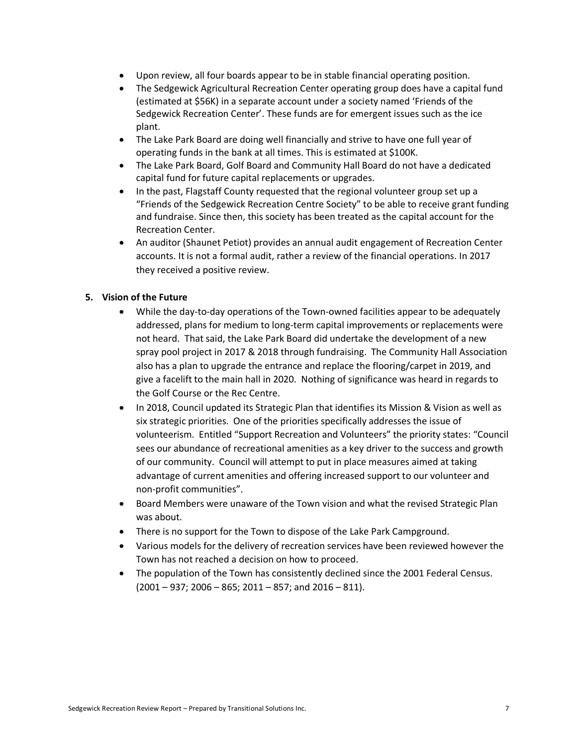- Upon review, all four boards appear to be in stable financial operating position.
- The Sedgewick Agricultural Recreation Center operating group does have a capital fund (estimated at $56K) in a separate account under a society named 'Friends of the Sedgewick Recreation Center'. These funds are for emergent issues such as the ice plant.
- The Lake Park Board are doing well financially and strive to have one full year of operating funds in the bank at all times. This is estimated at $100K.
- The Lake Park Board, Golf Board and Community Hall Board do not have a dedicated capital fund for future capital replacements or upgrades.
- In the past, Flagstaff County requested that the regional volunteer group set up a "Friends of the Sedgewick Recreation Centre Society" to be able to receive grant funding and fundraise. Since then, this society has been treated as the capital account for the Recreation Center.
- An auditor (Shaunet Petiot) provides an annual audit engagement of Recreation Center accounts. It is not a formal audit, rather a review of the financial operations. In 2017 they received a positive review.

## 5. Vision of the Future

- While the day-to-day operations of the Town-owned facilities appear to be adequately addressed, plans for medium to long-term capital improvements or replacements were not heard. That said, the Lake Park Board did undertake the development of a new spray pool project in 2017 & 2018 through fundraising. The Community Hall Association also has a plan to upgrade the entrance and replace the flooring/carpet in 2019, and give a facelift to the main hall in 2020. Nothing of significance was heard in regards to the Golf Course or the Rec Centre.
- In 2018, Council updated its Strategic Plan that identifies its Mission & Vision as well as six strategic priorities. One of the priorities specifically addresses the issue of volunteerism. Entitled "Support Recreation and Volunteers" the priority states: "Council sees our abundance of recreational amenities as a key driver to the success and growth of our community. Council will attempt to put in place measures aimed at taking advantage of current amenities and offering increased support to our volunteer and non-profit communities".
- Board Members were unaware of the Town vision and what the revised Strategic Plan was about.
- There is no support for the Town to dispose of the Lake Park Campground.
- Various models for the delivery of recreation services have been reviewed however the Town has not reached a decision on how to proceed.
- The population of the Town has consistently declined since the 2001 Federal Census. (2001 – 937; 2006 – 865; 2011 – 857; and 2016 – 811).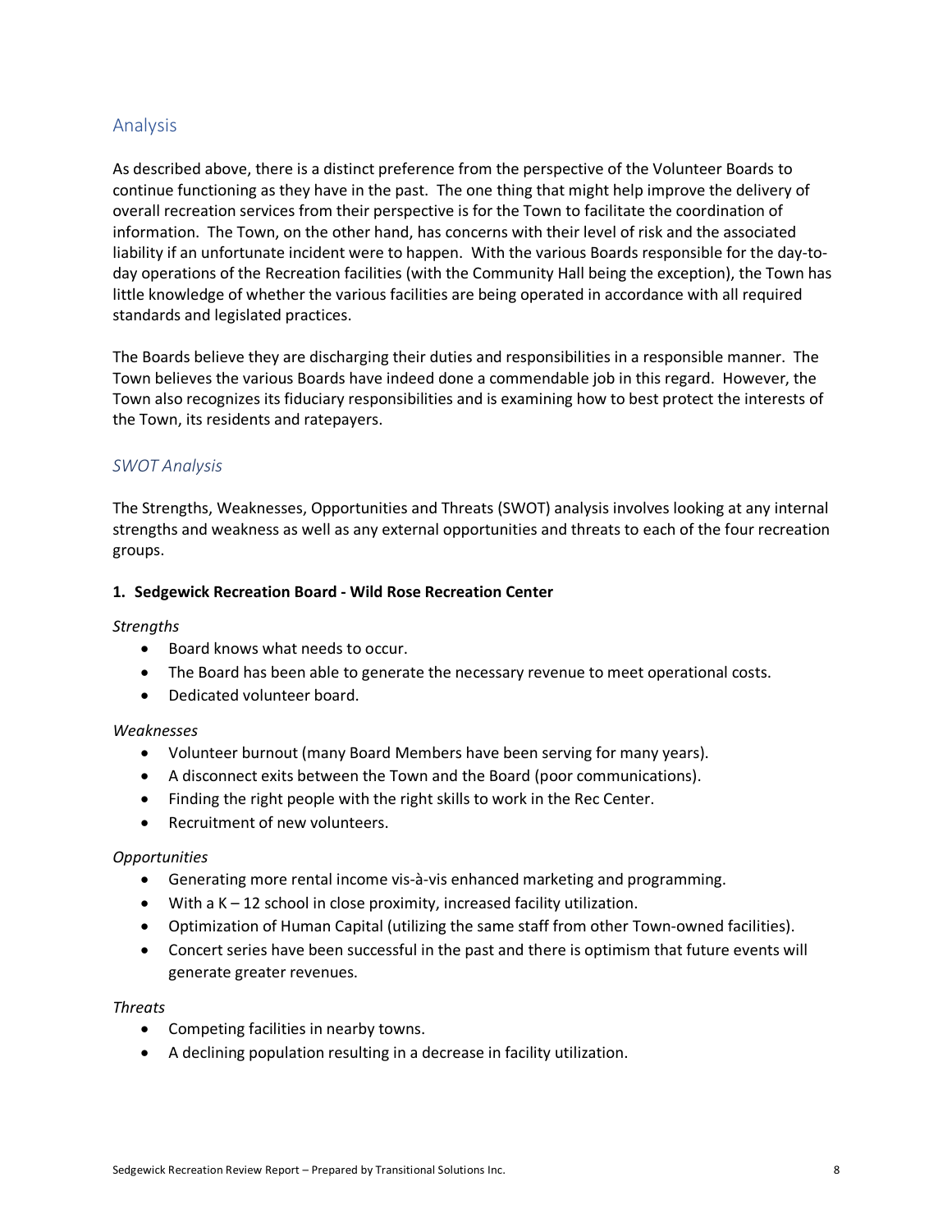## Analysis

As described above, there is a distinct preference from the perspective of the Volunteer Boards to continue functioning as they have in the past. The one thing that might help improve the delivery of overall recreation services from their perspective is for the Town to facilitate the coordination of information. The Town, on the other hand, has concerns with their level of risk and the associated liability if an unfortunate incident were to happen. With the various Boards responsible for the day-to-day operations of the Recreation facilities (with the Community Hall being the exception), the Town has little knowledge of whether the various facilities are being operated in accordance with all required standards and legislated practices.

The Boards believe they are discharging their duties and responsibilities in a responsible manner. The Town believes the various Boards have indeed done a commendable job in this regard. However, the Town also recognizes its fiduciary responsibilities and is examining how to best protect the interests of the Town, its residents and ratepayers.

### *SWOT Analysis*

The Strengths, Weaknesses, Opportunities and Threats (SWOT) analysis involves looking at any internal strengths and weakness as well as any external opportunities and threats to each of the four recreation groups.

**1. Sedgewick Recreation Board - Wild Rose Recreation Center**

*Strengths*

- Board knows what needs to occur.
- The Board has been able to generate the necessary revenue to meet operational costs.
- Dedicated volunteer board.

*Weaknesses*

- Volunteer burnout (many Board Members have been serving for many years).
- A disconnect exits between the Town and the Board (poor communications).
- Finding the right people with the right skills to work in the Rec Center.
- Recruitment of new volunteers.

*Opportunities*

- Generating more rental income vis-à-vis enhanced marketing and programming.
- With a K – 12 school in close proximity, increased facility utilization.
- Optimization of Human Capital (utilizing the same staff from other Town-owned facilities).
- Concert series have been successful in the past and there is optimism that future events will generate greater revenues.

*Threats*

- Competing facilities in nearby towns.
- A declining population resulting in a decrease in facility utilization.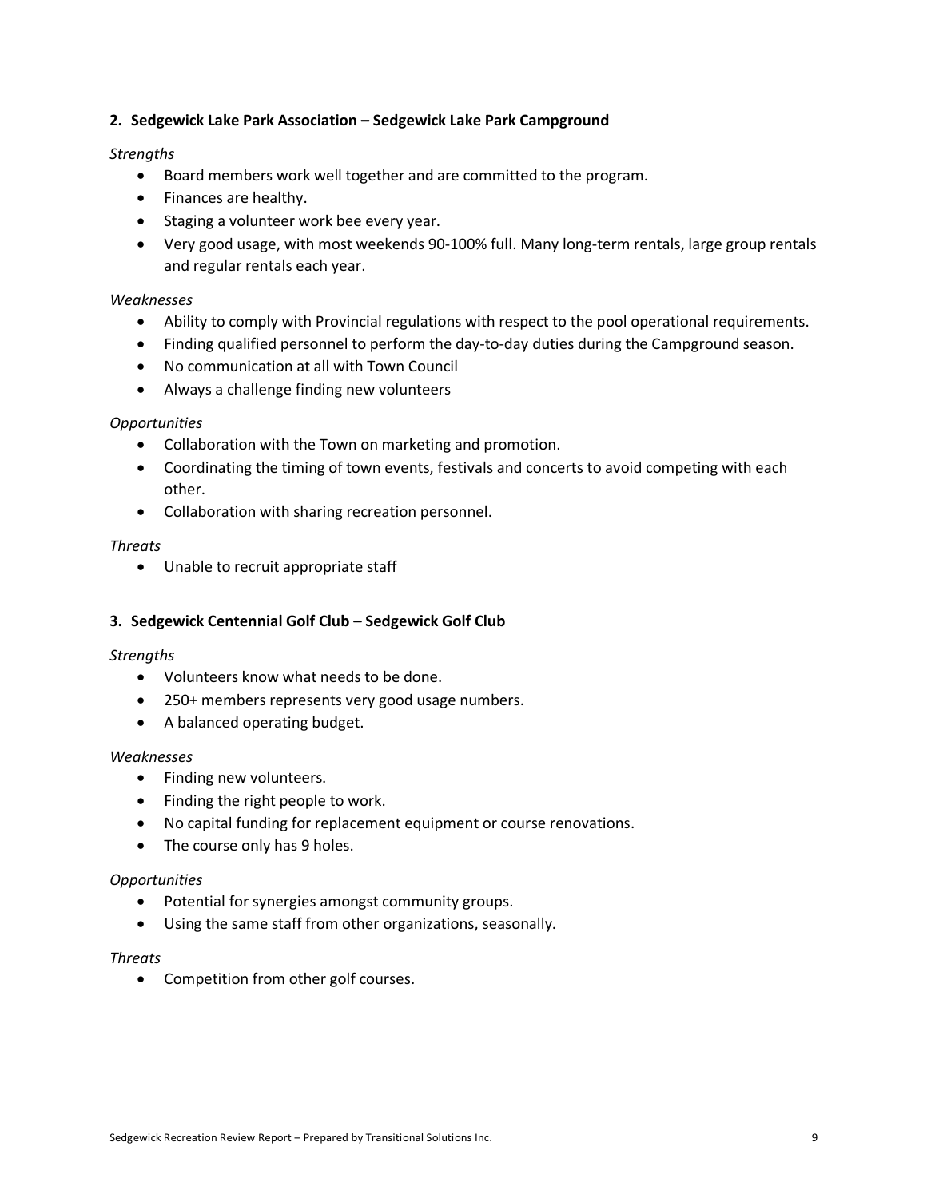### 2. Sedgewick Lake Park Association – Sedgewick Lake Park Campground

*Strengths*

- Board members work well together and are committed to the program.
- Finances are healthy.
- Staging a volunteer work bee every year.
- Very good usage, with most weekends 90-100% full. Many long-term rentals, large group rentals and regular rentals each year.

*Weaknesses*

- Ability to comply with Provincial regulations with respect to the pool operational requirements.
- Finding qualified personnel to perform the day-to-day duties during the Campground season.
- No communication at all with Town Council
- Always a challenge finding new volunteers

*Opportunities*

- Collaboration with the Town on marketing and promotion.
- Coordinating the timing of town events, festivals and concerts to avoid competing with each other.
- Collaboration with sharing recreation personnel.

*Threats*

- Unable to recruit appropriate staff

### 3. Sedgewick Centennial Golf Club – Sedgewick Golf Club

*Strengths*

- Volunteers know what needs to be done.
- 250+ members represents very good usage numbers.
- A balanced operating budget.

*Weaknesses*

- Finding new volunteers.
- Finding the right people to work.
- No capital funding for replacement equipment or course renovations.
- The course only has 9 holes.

*Opportunities*

- Potential for synergies amongst community groups.
- Using the same staff from other organizations, seasonally.

*Threats*

- Competition from other golf courses.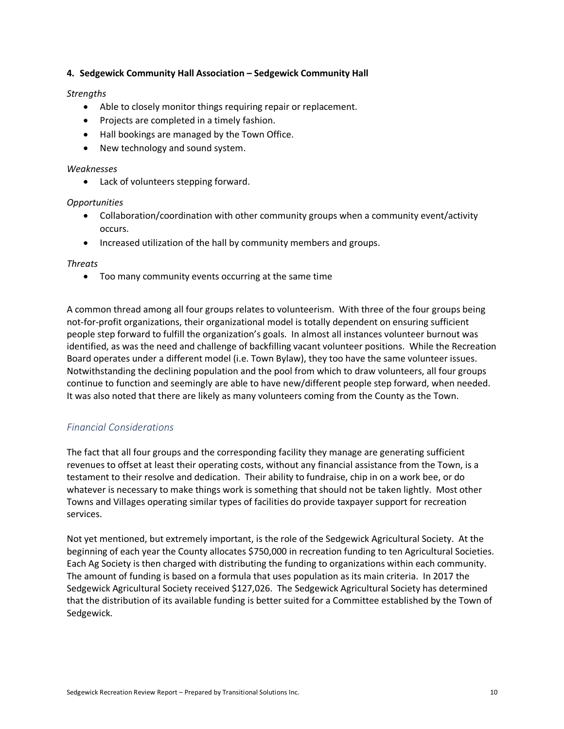#### 4. Sedgewick Community Hall Association – Sedgewick Community Hall

*Strengths*

- Able to closely monitor things requiring repair or replacement.
- Projects are completed in a timely fashion.
- Hall bookings are managed by the Town Office.
- New technology and sound system.

*Weaknesses*

- Lack of volunteers stepping forward.

*Opportunities*

- Collaboration/coordination with other community groups when a community event/activity occurs.
- Increased utilization of the hall by community members and groups.

*Threats*

- Too many community events occurring at the same time

A common thread among all four groups relates to volunteerism. With three of the four groups being not-for-profit organizations, their organizational model is totally dependent on ensuring sufficient people step forward to fulfill the organization's goals. In almost all instances volunteer burnout was identified, as was the need and challenge of backfilling vacant volunteer positions. While the Recreation Board operates under a different model (i.e. Town Bylaw), they too have the same volunteer issues. Notwithstanding the declining population and the pool from which to draw volunteers, all four groups continue to function and seemingly are able to have new/different people step forward, when needed. It was also noted that there are likely as many volunteers coming from the County as the Town.

### *Financial Considerations*

The fact that all four groups and the corresponding facility they manage are generating sufficient revenues to offset at least their operating costs, without any financial assistance from the Town, is a testament to their resolve and dedication. Their ability to fundraise, chip in on a work bee, or do whatever is necessary to make things work is something that should not be taken lightly. Most other Towns and Villages operating similar types of facilities do provide taxpayer support for recreation services.

Not yet mentioned, but extremely important, is the role of the Sedgewick Agricultural Society. At the beginning of each year the County allocates $750,000 in recreation funding to ten Agricultural Societies. Each Ag Society is then charged with distributing the funding to organizations within each community. The amount of funding is based on a formula that uses population as its main criteria. In 2017 the Sedgewick Agricultural Society received $127,026. The Sedgewick Agricultural Society has determined that the distribution of its available funding is better suited for a Committee established by the Town of Sedgewick.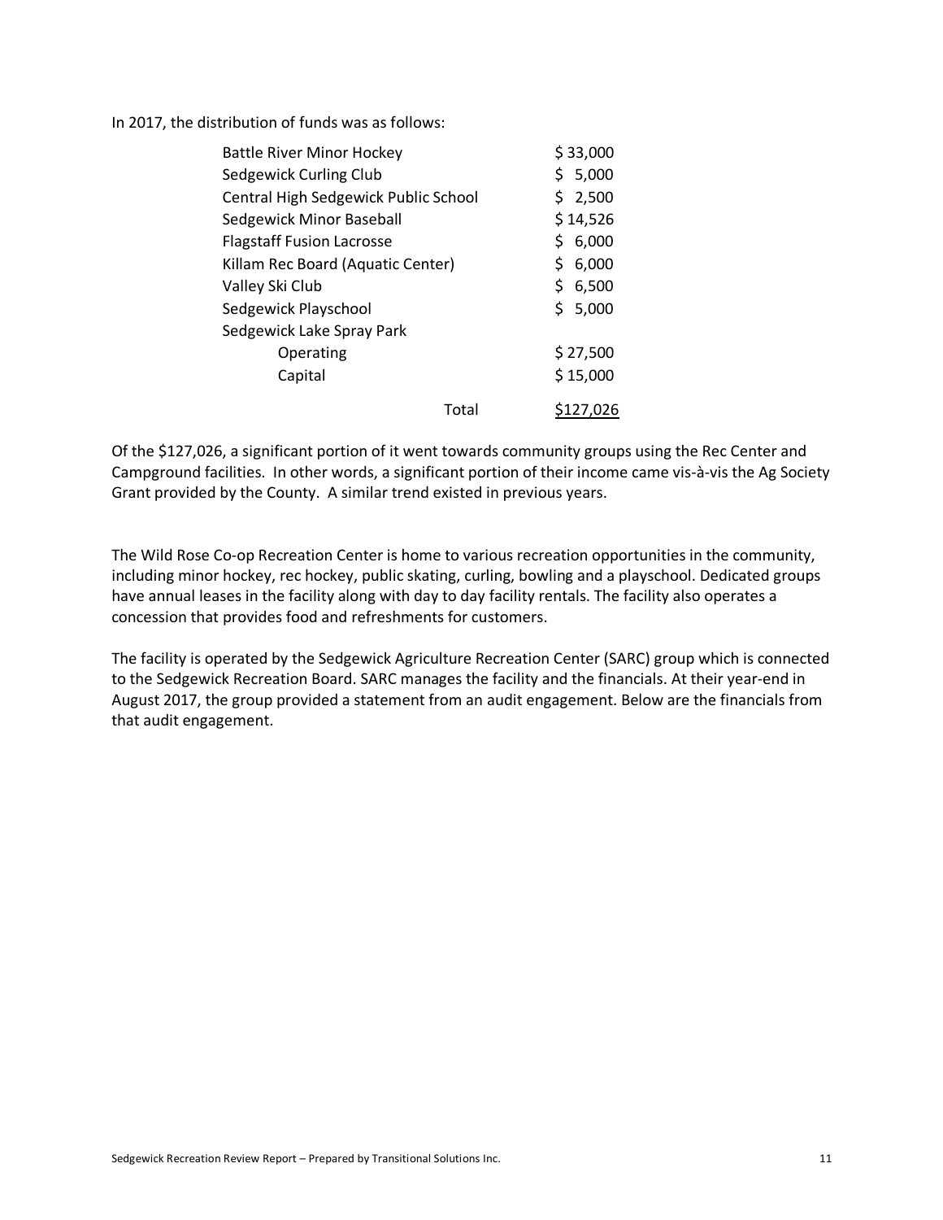In 2017, the distribution of funds was as follows:

| | |
|---|---|
| Battle River Minor Hockey | $ 33,000 |
| Sedgewick Curling Club | $ 5,000 |
| Central High Sedgewick Public School | $ 2,500 |
| Sedgewick Minor Baseball | $ 14,526 |
| Flagstaff Fusion Lacrosse | $ 6,000 |
| Killam Rec Board (Aquatic Center) | $ 6,000 |
| Valley Ski Club | $ 6,500 |
| Sedgewick Playschool | $ 5,000 |
| Sedgewick Lake Spray Park | |
| Operating | $ 27,500 |
| Capital | $ 15,000 |
| Total | $127,026 |

Of the $127,026, a significant portion of it went towards community groups using the Rec Center and Campground facilities. In other words, a significant portion of their income came vis-à-vis the Ag Society Grant provided by the County. A similar trend existed in previous years.

The Wild Rose Co-op Recreation Center is home to various recreation opportunities in the community, including minor hockey, rec hockey, public skating, curling, bowling and a playschool. Dedicated groups have annual leases in the facility along with day to day facility rentals. The facility also operates a concession that provides food and refreshments for customers.

The facility is operated by the Sedgewick Agriculture Recreation Center (SARC) group which is connected to the Sedgewick Recreation Board. SARC manages the facility and the financials. At their year-end in August 2017, the group provided a statement from an audit engagement. Below are the financials from that audit engagement.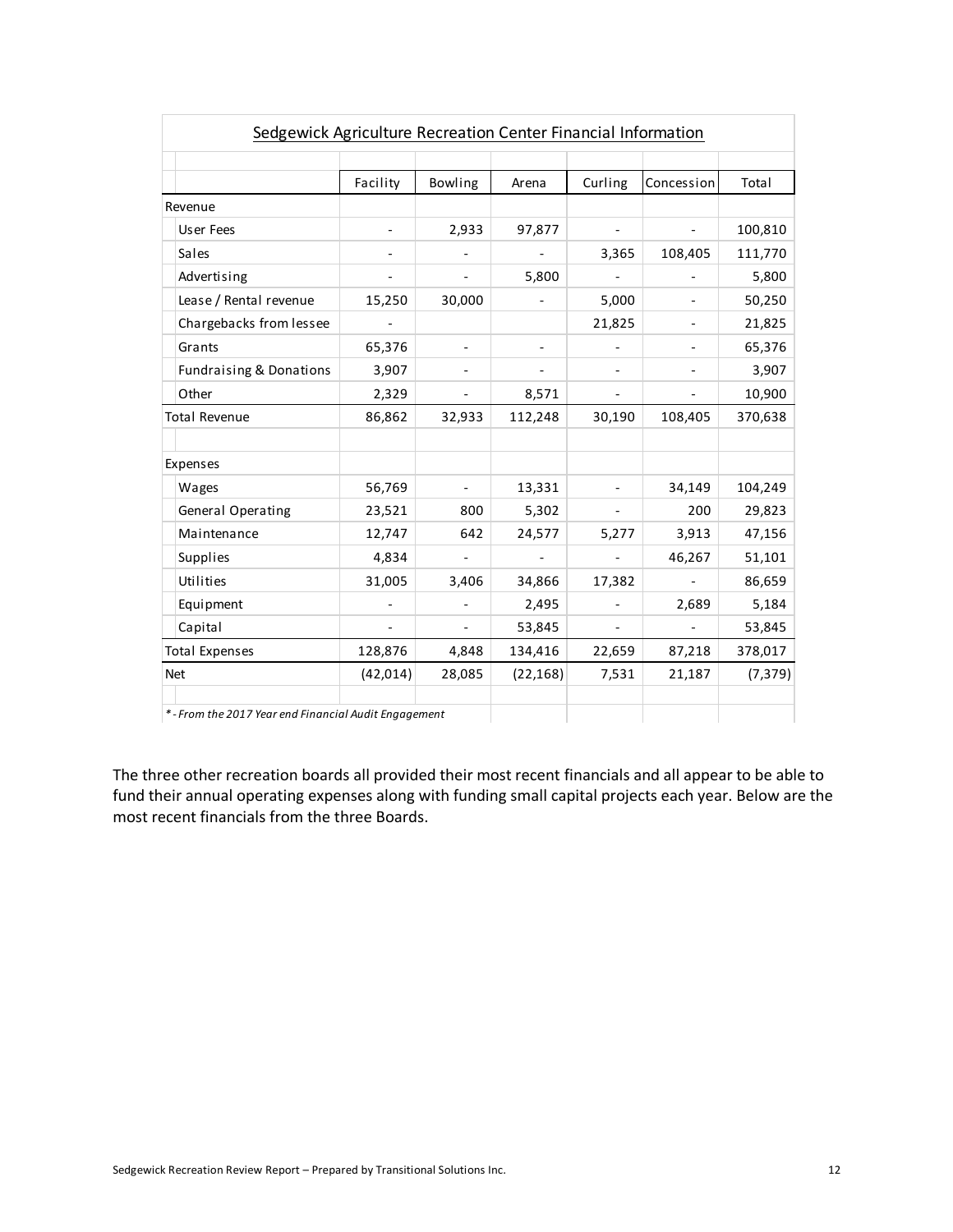**Sedgewick Agriculture Recreation Center Financial Information**

| | Facility | Bowling | Arena | Curling | Concession | Total |
|---|---|---|---|---|---|---|
| Revenue | | | | | | |
| User Fees | - | 2,933 | 97,877 | - | - | 100,810 |
| Sales | - | - | - | 3,365 | 108,405 | 111,770 |
| Advertising | - | - | 5,800 | - | - | 5,800 |
| Lease / Rental revenue | 15,250 | 30,000 | - | 5,000 | - | 50,250 |
| Chargebacks from lessee | - | | | 21,825 | - | 21,825 |
| Grants | 65,376 | - | - | - | - | 65,376 |
| Fundraising & Donations | 3,907 | - | - | - | - | 3,907 |
| Other | 2,329 | - | 8,571 | - | - | 10,900 |
| Total Revenue | 86,862 | 32,933 | 112,248 | 30,190 | 108,405 | 370,638 |
| | | | | | | |
| Expenses | | | | | | |
| Wages | 56,769 | - | 13,331 | - | 34,149 | 104,249 |
| General Operating | 23,521 | 800 | 5,302 | - | 200 | 29,823 |
| Maintenance | 12,747 | 642 | 24,577 | 5,277 | 3,913 | 47,156 |
| Supplies | 4,834 | - | - | - | 46,267 | 51,101 |
| Utilities | 31,005 | 3,406 | 34,866 | 17,382 | - | 86,659 |
| Equipment | - | - | 2,495 | - | 2,689 | 5,184 |
| Capital | - | - | 53,845 | - | - | 53,845 |
| Total Expenses | 128,876 | 4,848 | 134,416 | 22,659 | 87,218 | 378,017 |
| Net | (42,014) | 28,085 | (22,168) | 7,531 | 21,187 | (7,379) |

*\* - From the 2017 Year end Financial Audit Engagement*

The three other recreation boards all provided their most recent financials and all appear to be able to fund their annual operating expenses along with funding small capital projects each year. Below are the most recent financials from the three Boards.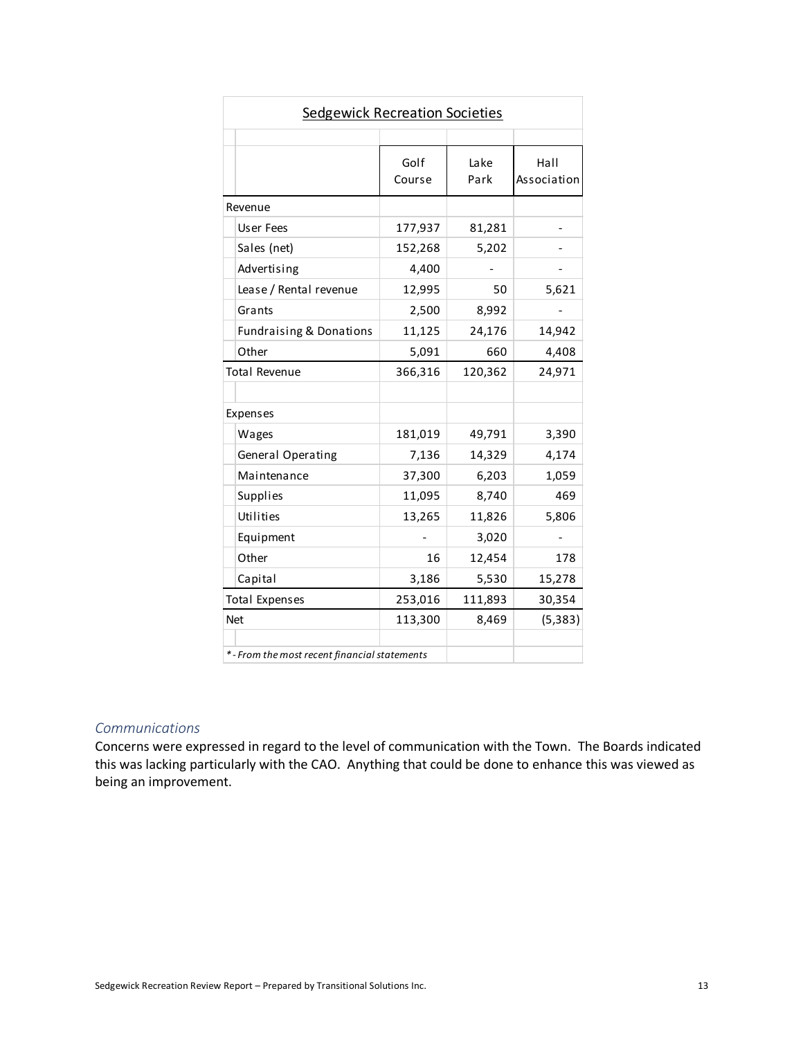| Sedgewick Recreation Societies | | | |
|---|---|---|---|
| | Golf Course | Lake Park | Hall Association |
| Revenue | | | |
| User Fees | 177,937 | 81,281 | - |
| Sales (net) | 152,268 | 5,202 | - |
| Advertising | 4,400 | - | - |
| Lease / Rental revenue | 12,995 | 50 | 5,621 |
| Grants | 2,500 | 8,992 | - |
| Fundraising & Donations | 11,125 | 24,176 | 14,942 |
| Other | 5,091 | 660 | 4,408 |
| Total Revenue | 366,316 | 120,362 | 24,971 |
| | | | |
| Expenses | | | |
| Wages | 181,019 | 49,791 | 3,390 |
| General Operating | 7,136 | 14,329 | 4,174 |
| Maintenance | 37,300 | 6,203 | 1,059 |
| Supplies | 11,095 | 8,740 | 469 |
| Utilities | 13,265 | 11,826 | 5,806 |
| Equipment | - | 3,020 | - |
| Other | 16 | 12,454 | 178 |
| Capital | 3,186 | 5,530 | 15,278 |
| Total Expenses | 253,016 | 111,893 | 30,354 |
| Net | 113,300 | 8,469 | (5,383) |

*\* - From the most recent financial statements*

### *Communications*

Concerns were expressed in regard to the level of communication with the Town. The Boards indicated this was lacking particularly with the CAO. Anything that could be done to enhance this was viewed as being an improvement.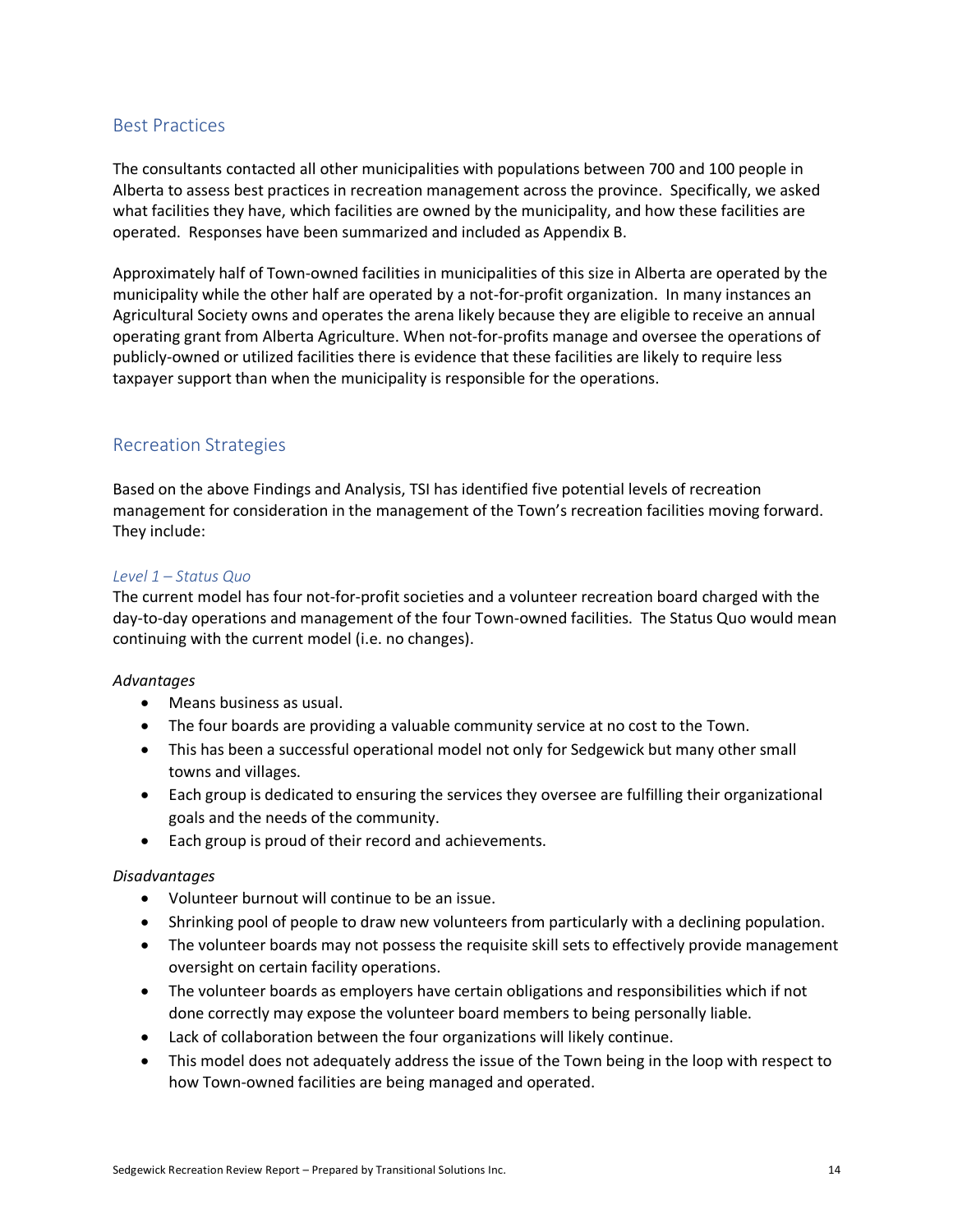## Best Practices

The consultants contacted all other municipalities with populations between 700 and 100 people in Alberta to assess best practices in recreation management across the province. Specifically, we asked what facilities they have, which facilities are owned by the municipality, and how these facilities are operated. Responses have been summarized and included as Appendix B.

Approximately half of Town-owned facilities in municipalities of this size in Alberta are operated by the municipality while the other half are operated by a not-for-profit organization. In many instances an Agricultural Society owns and operates the arena likely because they are eligible to receive an annual operating grant from Alberta Agriculture. When not-for-profits manage and oversee the operations of publicly-owned or utilized facilities there is evidence that these facilities are likely to require less taxpayer support than when the municipality is responsible for the operations.

## Recreation Strategies

Based on the above Findings and Analysis, TSI has identified five potential levels of recreation management for consideration in the management of the Town's recreation facilities moving forward. They include:

### *Level 1 – Status Quo*

The current model has four not-for-profit societies and a volunteer recreation board charged with the day-to-day operations and management of the four Town-owned facilities. The Status Quo would mean continuing with the current model (i.e. no changes).

*Advantages*

- Means business as usual.
- The four boards are providing a valuable community service at no cost to the Town.
- This has been a successful operational model not only for Sedgewick but many other small towns and villages.
- Each group is dedicated to ensuring the services they oversee are fulfilling their organizational goals and the needs of the community.
- Each group is proud of their record and achievements.

*Disadvantages*

- Volunteer burnout will continue to be an issue.
- Shrinking pool of people to draw new volunteers from particularly with a declining population.
- The volunteer boards may not possess the requisite skill sets to effectively provide management oversight on certain facility operations.
- The volunteer boards as employers have certain obligations and responsibilities which if not done correctly may expose the volunteer board members to being personally liable.
- Lack of collaboration between the four organizations will likely continue.
- This model does not adequately address the issue of the Town being in the loop with respect to how Town-owned facilities are being managed and operated.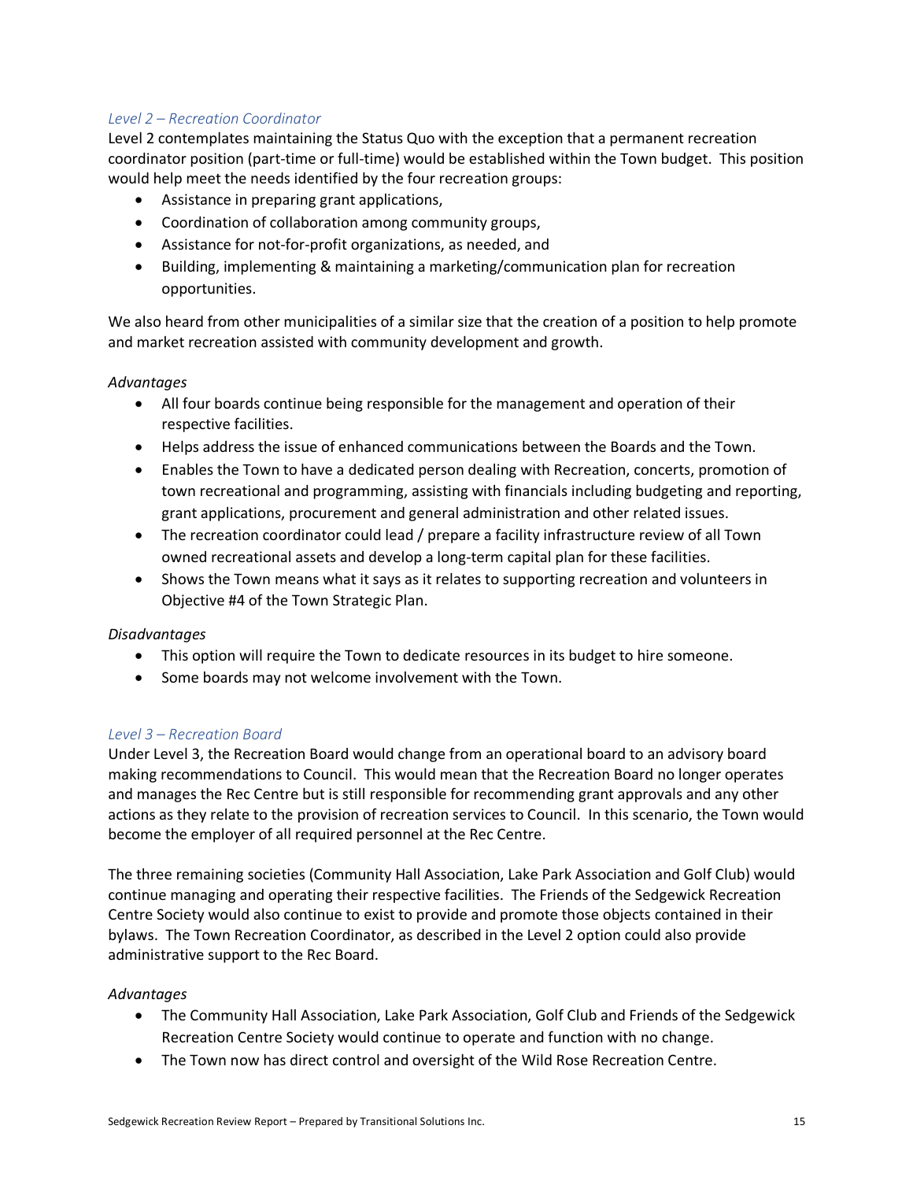*Level 2 – Recreation Coordinator*

Level 2 contemplates maintaining the Status Quo with the exception that a permanent recreation coordinator position (part-time or full-time) would be established within the Town budget. This position would help meet the needs identified by the four recreation groups:

- Assistance in preparing grant applications,
- Coordination of collaboration among community groups,
- Assistance for not-for-profit organizations, as needed, and
- Building, implementing & maintaining a marketing/communication plan for recreation opportunities.

We also heard from other municipalities of a similar size that the creation of a position to help promote and market recreation assisted with community development and growth.

*Advantages*

- All four boards continue being responsible for the management and operation of their respective facilities.
- Helps address the issue of enhanced communications between the Boards and the Town.
- Enables the Town to have a dedicated person dealing with Recreation, concerts, promotion of town recreational and programming, assisting with financials including budgeting and reporting, grant applications, procurement and general administration and other related issues.
- The recreation coordinator could lead / prepare a facility infrastructure review of all Town owned recreational assets and develop a long-term capital plan for these facilities.
- Shows the Town means what it says as it relates to supporting recreation and volunteers in Objective #4 of the Town Strategic Plan.

*Disadvantages*

- This option will require the Town to dedicate resources in its budget to hire someone.
- Some boards may not welcome involvement with the Town.

*Level 3 – Recreation Board*

Under Level 3, the Recreation Board would change from an operational board to an advisory board making recommendations to Council. This would mean that the Recreation Board no longer operates and manages the Rec Centre but is still responsible for recommending grant approvals and any other actions as they relate to the provision of recreation services to Council. In this scenario, the Town would become the employer of all required personnel at the Rec Centre.

The three remaining societies (Community Hall Association, Lake Park Association and Golf Club) would continue managing and operating their respective facilities. The Friends of the Sedgewick Recreation Centre Society would also continue to exist to provide and promote those objects contained in their bylaws. The Town Recreation Coordinator, as described in the Level 2 option could also provide administrative support to the Rec Board.

*Advantages*

- The Community Hall Association, Lake Park Association, Golf Club and Friends of the Sedgewick Recreation Centre Society would continue to operate and function with no change.
- The Town now has direct control and oversight of the Wild Rose Recreation Centre.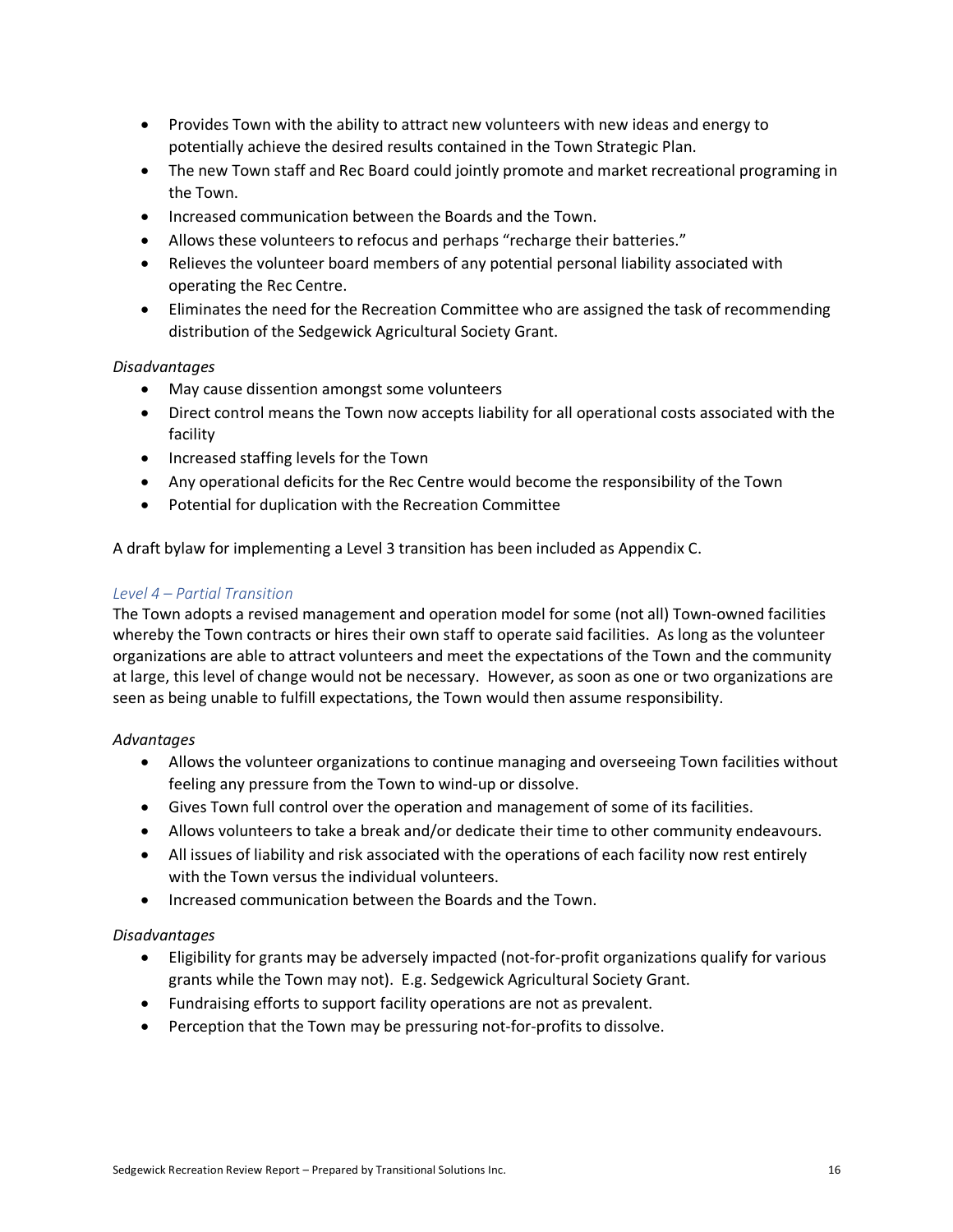- Provides Town with the ability to attract new volunteers with new ideas and energy to potentially achieve the desired results contained in the Town Strategic Plan.
- The new Town staff and Rec Board could jointly promote and market recreational programing in the Town.
- Increased communication between the Boards and the Town.
- Allows these volunteers to refocus and perhaps "recharge their batteries."
- Relieves the volunteer board members of any potential personal liability associated with operating the Rec Centre.
- Eliminates the need for the Recreation Committee who are assigned the task of recommending distribution of the Sedgewick Agricultural Society Grant.

*Disadvantages*

- May cause dissention amongst some volunteers
- Direct control means the Town now accepts liability for all operational costs associated with the facility
- Increased staffing levels for the Town
- Any operational deficits for the Rec Centre would become the responsibility of the Town
- Potential for duplication with the Recreation Committee

A draft bylaw for implementing a Level 3 transition has been included as Appendix C.

### *Level 4 – Partial Transition*

The Town adopts a revised management and operation model for some (not all) Town-owned facilities whereby the Town contracts or hires their own staff to operate said facilities. As long as the volunteer organizations are able to attract volunteers and meet the expectations of the Town and the community at large, this level of change would not be necessary. However, as soon as one or two organizations are seen as being unable to fulfill expectations, the Town would then assume responsibility.

*Advantages*

- Allows the volunteer organizations to continue managing and overseeing Town facilities without feeling any pressure from the Town to wind-up or dissolve.
- Gives Town full control over the operation and management of some of its facilities.
- Allows volunteers to take a break and/or dedicate their time to other community endeavours.
- All issues of liability and risk associated with the operations of each facility now rest entirely with the Town versus the individual volunteers.
- Increased communication between the Boards and the Town.

*Disadvantages*

- Eligibility for grants may be adversely impacted (not-for-profit organizations qualify for various grants while the Town may not). E.g. Sedgewick Agricultural Society Grant.
- Fundraising efforts to support facility operations are not as prevalent.
- Perception that the Town may be pressuring not-for-profits to dissolve.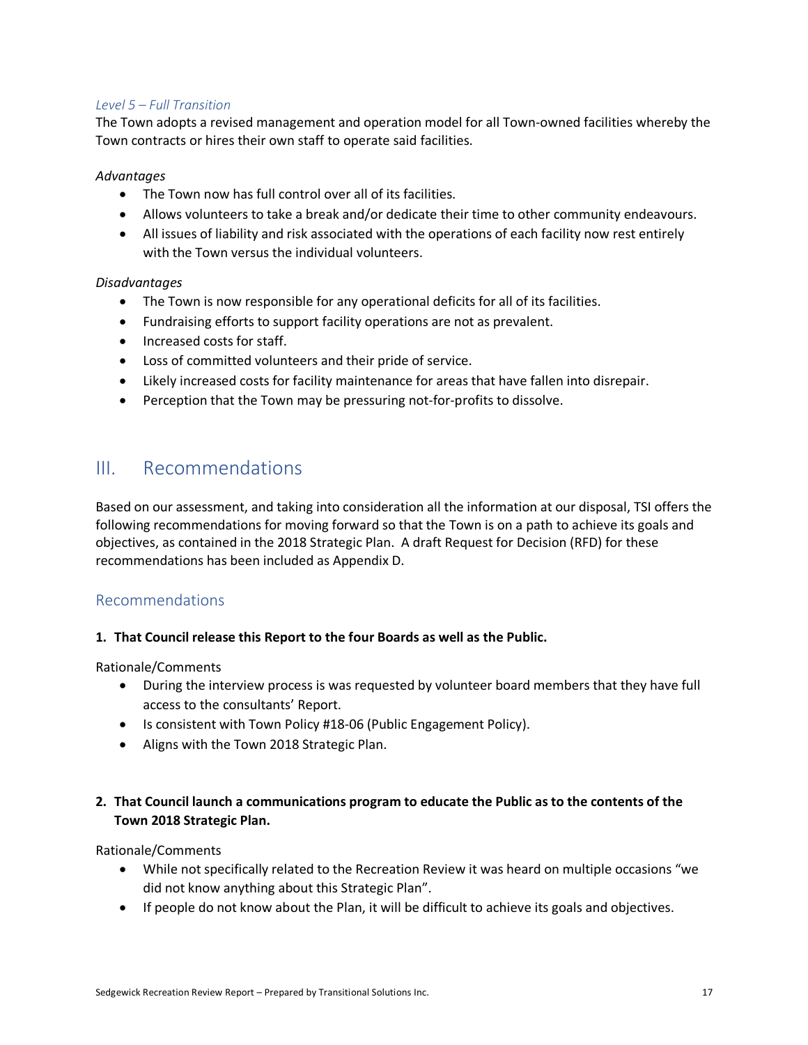*Level 5 – Full Transition*

The Town adopts a revised management and operation model for all Town-owned facilities whereby the Town contracts or hires their own staff to operate said facilities.

*Advantages*

- The Town now has full control over all of its facilities.
- Allows volunteers to take a break and/or dedicate their time to other community endeavours.
- All issues of liability and risk associated with the operations of each facility now rest entirely with the Town versus the individual volunteers.

*Disadvantages*

- The Town is now responsible for any operational deficits for all of its facilities.
- Fundraising efforts to support facility operations are not as prevalent.
- Increased costs for staff.
- Loss of committed volunteers and their pride of service.
- Likely increased costs for facility maintenance for areas that have fallen into disrepair.
- Perception that the Town may be pressuring not-for-profits to dissolve.

# III. Recommendations

Based on our assessment, and taking into consideration all the information at our disposal, TSI offers the following recommendations for moving forward so that the Town is on a path to achieve its goals and objectives, as contained in the 2018 Strategic Plan. A draft Request for Decision (RFD) for these recommendations has been included as Appendix D.

## Recommendations

**1. That Council release this Report to the four Boards as well as the Public.**

Rationale/Comments

- During the interview process is was requested by volunteer board members that they have full access to the consultants' Report.
- Is consistent with Town Policy #18-06 (Public Engagement Policy).
- Aligns with the Town 2018 Strategic Plan.

**2. That Council launch a communications program to educate the Public as to the contents of the Town 2018 Strategic Plan.**

Rationale/Comments

- While not specifically related to the Recreation Review it was heard on multiple occasions "we did not know anything about this Strategic Plan".
- If people do not know about the Plan, it will be difficult to achieve its goals and objectives.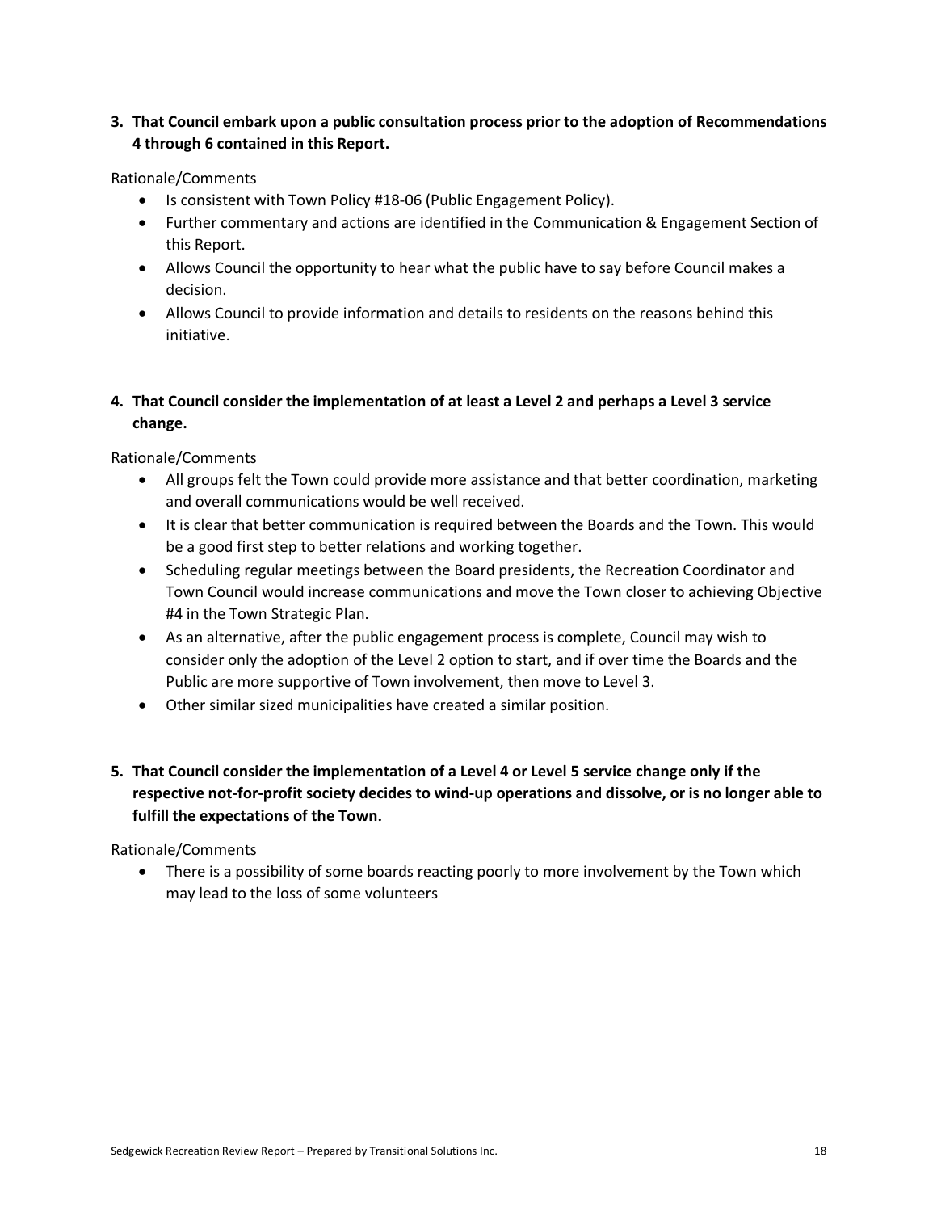**3. That Council embark upon a public consultation process prior to the adoption of Recommendations 4 through 6 contained in this Report.**

Rationale/Comments

- Is consistent with Town Policy #18-06 (Public Engagement Policy).
- Further commentary and actions are identified in the Communication & Engagement Section of this Report.
- Allows Council the opportunity to hear what the public have to say before Council makes a decision.
- Allows Council to provide information and details to residents on the reasons behind this initiative.

**4. That Council consider the implementation of at least a Level 2 and perhaps a Level 3 service change.**

Rationale/Comments

- All groups felt the Town could provide more assistance and that better coordination, marketing and overall communications would be well received.
- It is clear that better communication is required between the Boards and the Town. This would be a good first step to better relations and working together.
- Scheduling regular meetings between the Board presidents, the Recreation Coordinator and Town Council would increase communications and move the Town closer to achieving Objective #4 in the Town Strategic Plan.
- As an alternative, after the public engagement process is complete, Council may wish to consider only the adoption of the Level 2 option to start, and if over time the Boards and the Public are more supportive of Town involvement, then move to Level 3.
- Other similar sized municipalities have created a similar position.

**5. That Council consider the implementation of a Level 4 or Level 5 service change only if the respective not-for-profit society decides to wind-up operations and dissolve, or is no longer able to fulfill the expectations of the Town.**

Rationale/Comments

- There is a possibility of some boards reacting poorly to more involvement by the Town which may lead to the loss of some volunteers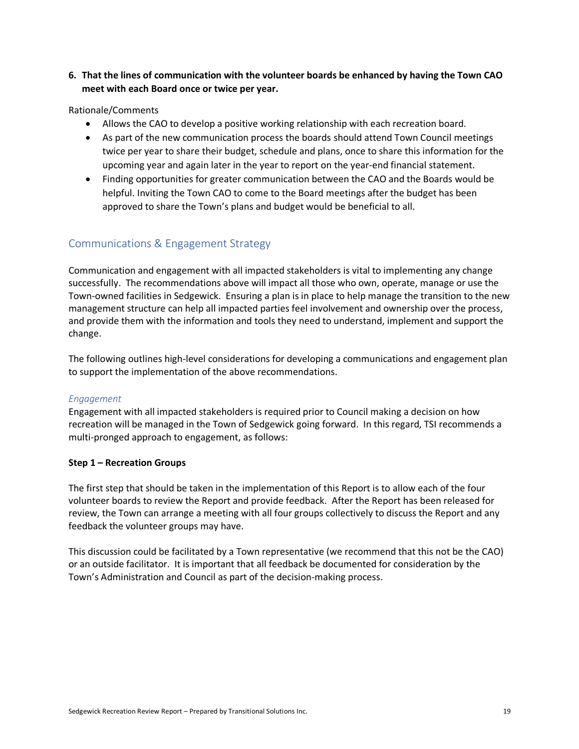**6. That the lines of communication with the volunteer boards be enhanced by having the Town CAO meet with each Board once or twice per year.**

Rationale/Comments

- Allows the CAO to develop a positive working relationship with each recreation board.
- As part of the new communication process the boards should attend Town Council meetings twice per year to share their budget, schedule and plans, once to share this information for the upcoming year and again later in the year to report on the year-end financial statement.
- Finding opportunities for greater communication between the CAO and the Boards would be helpful. Inviting the Town CAO to come to the Board meetings after the budget has been approved to share the Town's plans and budget would be beneficial to all.

## Communications & Engagement Strategy

Communication and engagement with all impacted stakeholders is vital to implementing any change successfully. The recommendations above will impact all those who own, operate, manage or use the Town-owned facilities in Sedgewick. Ensuring a plan is in place to help manage the transition to the new management structure can help all impacted parties feel involvement and ownership over the process, and provide them with the information and tools they need to understand, implement and support the change.

The following outlines high-level considerations for developing a communications and engagement plan to support the implementation of the above recommendations.

### *Engagement*

Engagement with all impacted stakeholders is required prior to Council making a decision on how recreation will be managed in the Town of Sedgewick going forward. In this regard, TSI recommends a multi-pronged approach to engagement, as follows:

**Step 1 – Recreation Groups**

The first step that should be taken in the implementation of this Report is to allow each of the four volunteer boards to review the Report and provide feedback. After the Report has been released for review, the Town can arrange a meeting with all four groups collectively to discuss the Report and any feedback the volunteer groups may have.

This discussion could be facilitated by a Town representative (we recommend that this not be the CAO) or an outside facilitator. It is important that all feedback be documented for consideration by the Town's Administration and Council as part of the decision-making process.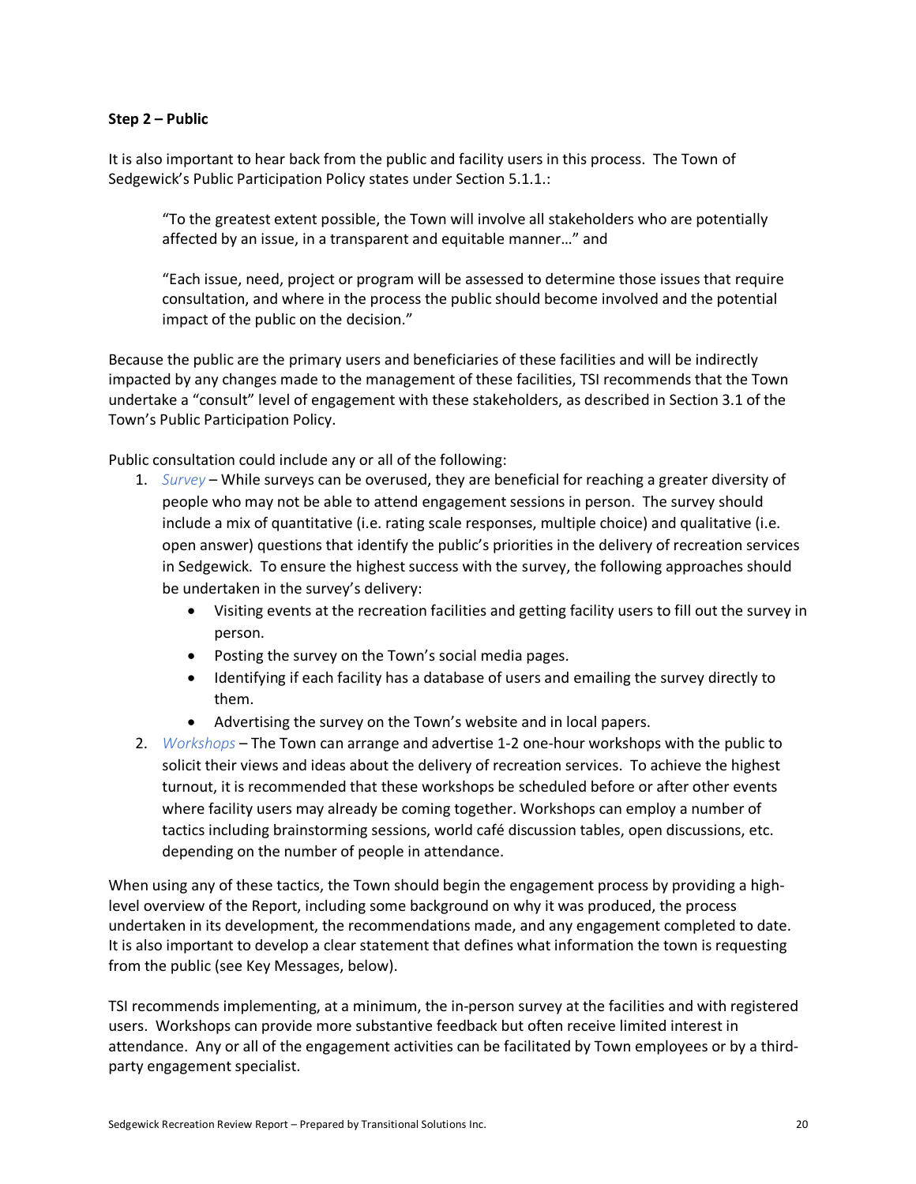**Step 2 – Public**

It is also important to hear back from the public and facility users in this process. The Town of Sedgewick's Public Participation Policy states under Section 5.1.1.:

> "To the greatest extent possible, the Town will involve all stakeholders who are potentially affected by an issue, in a transparent and equitable manner…" and
>
> "Each issue, need, project or program will be assessed to determine those issues that require consultation, and where in the process the public should become involved and the potential impact of the public on the decision."

Because the public are the primary users and beneficiaries of these facilities and will be indirectly impacted by any changes made to the management of these facilities, TSI recommends that the Town undertake a "consult" level of engagement with these stakeholders, as described in Section 3.1 of the Town's Public Participation Policy.

Public consultation could include any or all of the following:

1. *Survey* – While surveys can be overused, they are beneficial for reaching a greater diversity of people who may not be able to attend engagement sessions in person. The survey should include a mix of quantitative (i.e. rating scale responses, multiple choice) and qualitative (i.e. open answer) questions that identify the public's priorities in the delivery of recreation services in Sedgewick. To ensure the highest success with the survey, the following approaches should be undertaken in the survey's delivery:
    - Visiting events at the recreation facilities and getting facility users to fill out the survey in person.
    - Posting the survey on the Town's social media pages.
    - Identifying if each facility has a database of users and emailing the survey directly to them.
    - Advertising the survey on the Town's website and in local papers.
2. *Workshops* – The Town can arrange and advertise 1-2 one-hour workshops with the public to solicit their views and ideas about the delivery of recreation services. To achieve the highest turnout, it is recommended that these workshops be scheduled before or after other events where facility users may already be coming together. Workshops can employ a number of tactics including brainstorming sessions, world café discussion tables, open discussions, etc. depending on the number of people in attendance.

When using any of these tactics, the Town should begin the engagement process by providing a high-level overview of the Report, including some background on why it was produced, the process undertaken in its development, the recommendations made, and any engagement completed to date. It is also important to develop a clear statement that defines what information the town is requesting from the public (see Key Messages, below).

TSI recommends implementing, at a minimum, the in-person survey at the facilities and with registered users. Workshops can provide more substantive feedback but often receive limited interest in attendance. Any or all of the engagement activities can be facilitated by Town employees or by a third-party engagement specialist.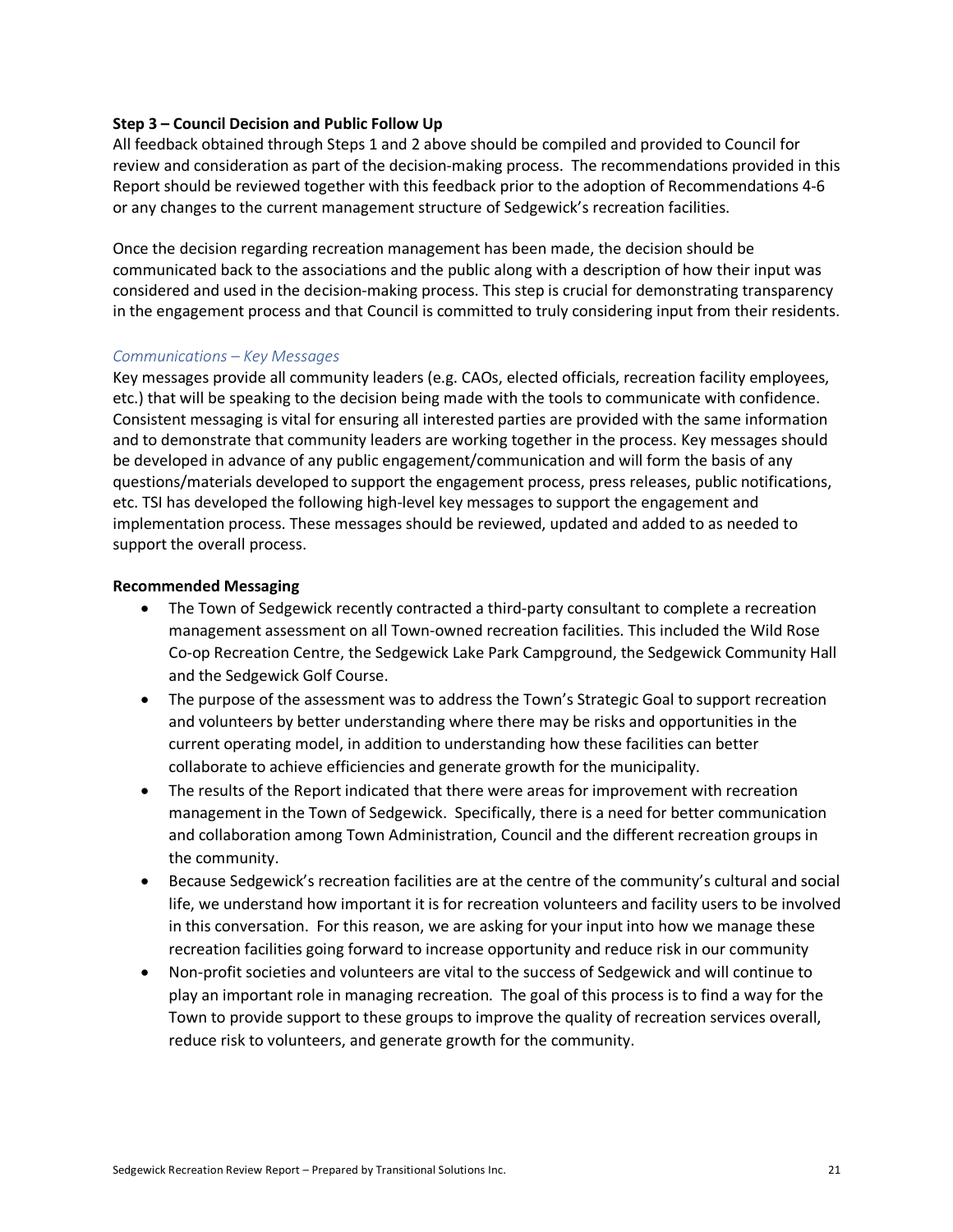**Step 3 – Council Decision and Public Follow Up**

All feedback obtained through Steps 1 and 2 above should be compiled and provided to Council for review and consideration as part of the decision-making process. The recommendations provided in this Report should be reviewed together with this feedback prior to the adoption of Recommendations 4-6 or any changes to the current management structure of Sedgewick's recreation facilities.

Once the decision regarding recreation management has been made, the decision should be communicated back to the associations and the public along with a description of how their input was considered and used in the decision-making process. This step is crucial for demonstrating transparency in the engagement process and that Council is committed to truly considering input from their residents.

*Communications – Key Messages*

Key messages provide all community leaders (e.g. CAOs, elected officials, recreation facility employees, etc.) that will be speaking to the decision being made with the tools to communicate with confidence. Consistent messaging is vital for ensuring all interested parties are provided with the same information and to demonstrate that community leaders are working together in the process. Key messages should be developed in advance of any public engagement/communication and will form the basis of any questions/materials developed to support the engagement process, press releases, public notifications, etc. TSI has developed the following high-level key messages to support the engagement and implementation process. These messages should be reviewed, updated and added to as needed to support the overall process.

**Recommended Messaging**

- The Town of Sedgewick recently contracted a third-party consultant to complete a recreation management assessment on all Town-owned recreation facilities. This included the Wild Rose Co-op Recreation Centre, the Sedgewick Lake Park Campground, the Sedgewick Community Hall and the Sedgewick Golf Course.
- The purpose of the assessment was to address the Town's Strategic Goal to support recreation and volunteers by better understanding where there may be risks and opportunities in the current operating model, in addition to understanding how these facilities can better collaborate to achieve efficiencies and generate growth for the municipality.
- The results of the Report indicated that there were areas for improvement with recreation management in the Town of Sedgewick. Specifically, there is a need for better communication and collaboration among Town Administration, Council and the different recreation groups in the community.
- Because Sedgewick's recreation facilities are at the centre of the community's cultural and social life, we understand how important it is for recreation volunteers and facility users to be involved in this conversation. For this reason, we are asking for your input into how we manage these recreation facilities going forward to increase opportunity and reduce risk in our community
- Non-profit societies and volunteers are vital to the success of Sedgewick and will continue to play an important role in managing recreation. The goal of this process is to find a way for the Town to provide support to these groups to improve the quality of recreation services overall, reduce risk to volunteers, and generate growth for the community.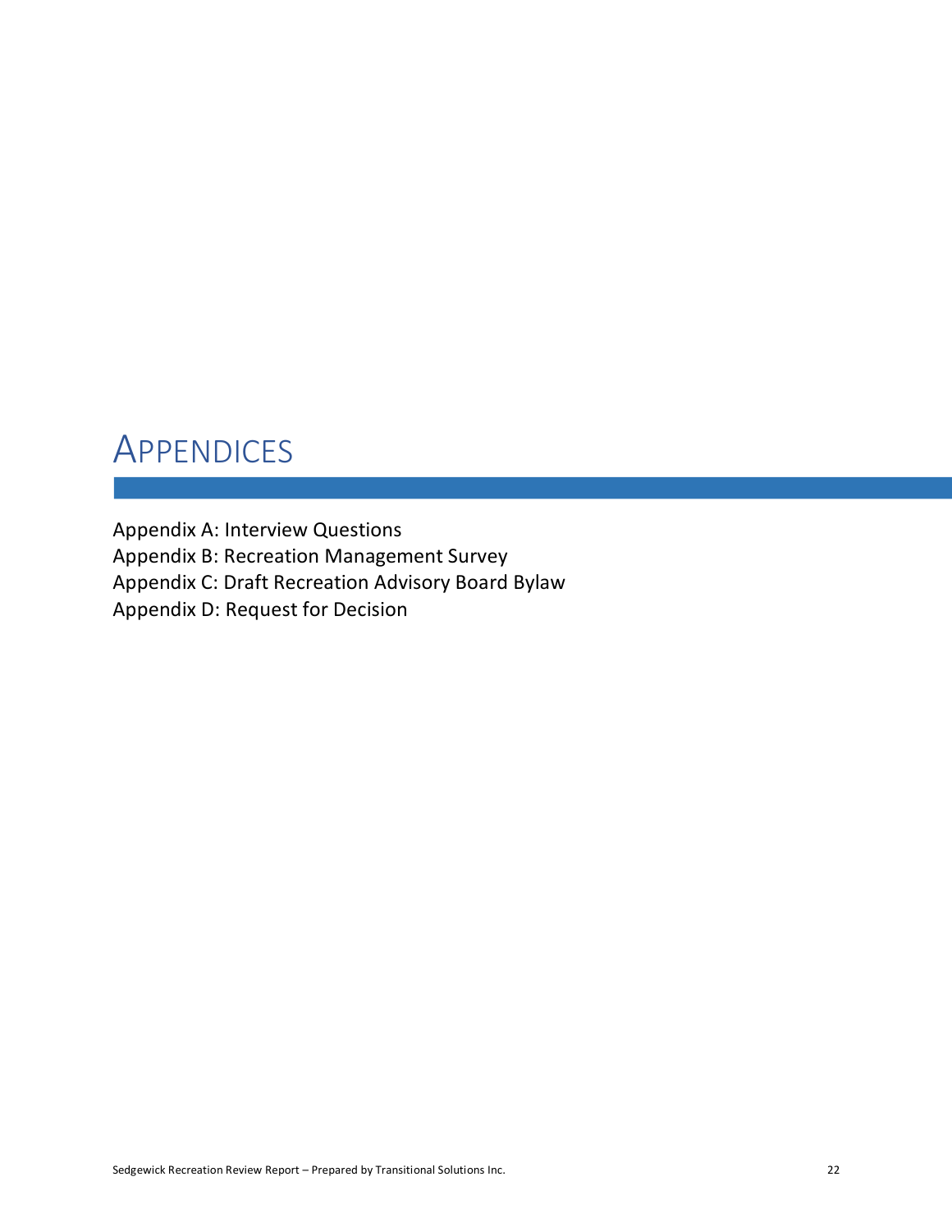# APPENDICES

Appendix A: Interview Questions
Appendix B: Recreation Management Survey
Appendix C: Draft Recreation Advisory Board Bylaw
Appendix D: Request for Decision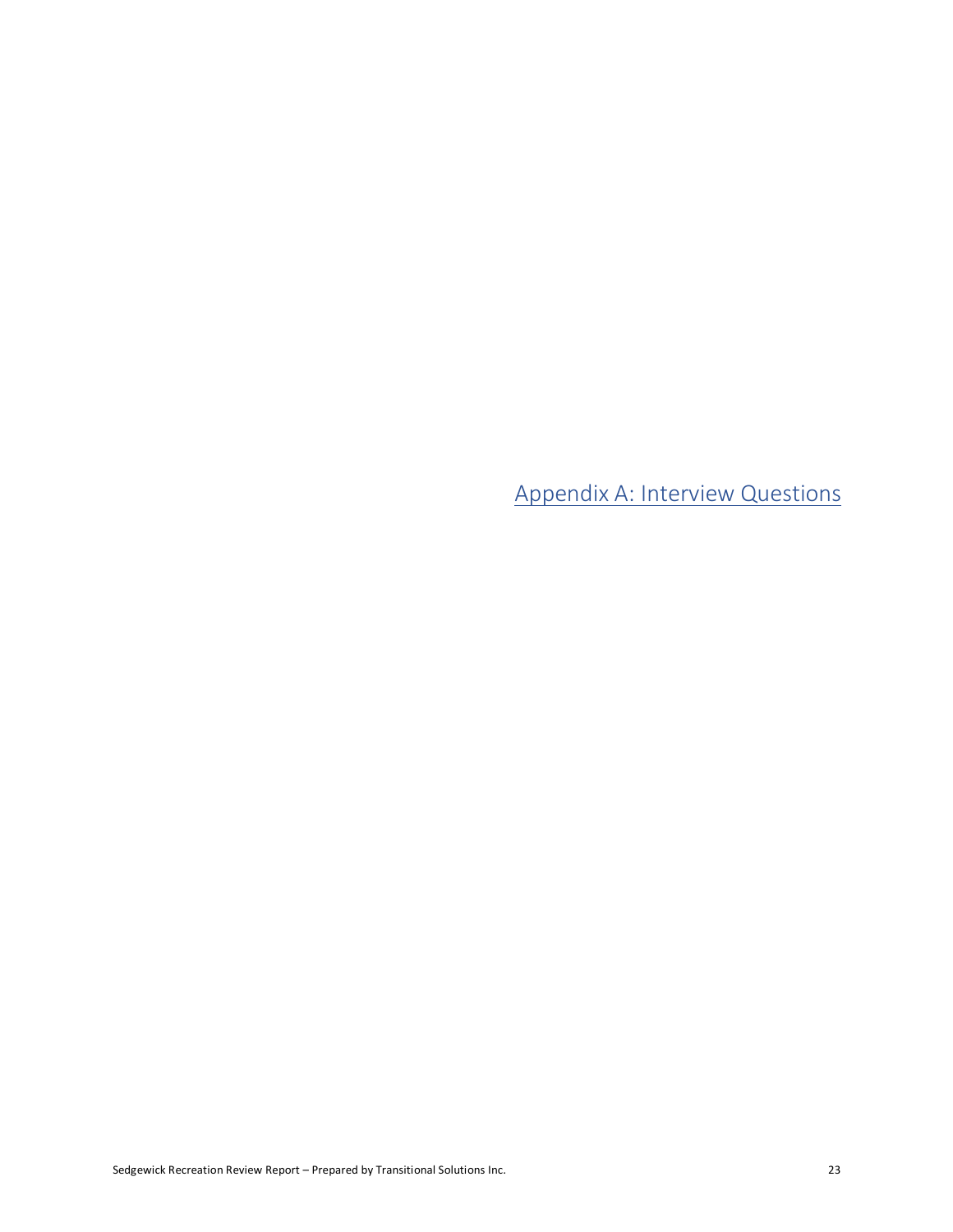# Appendix A: Interview Questions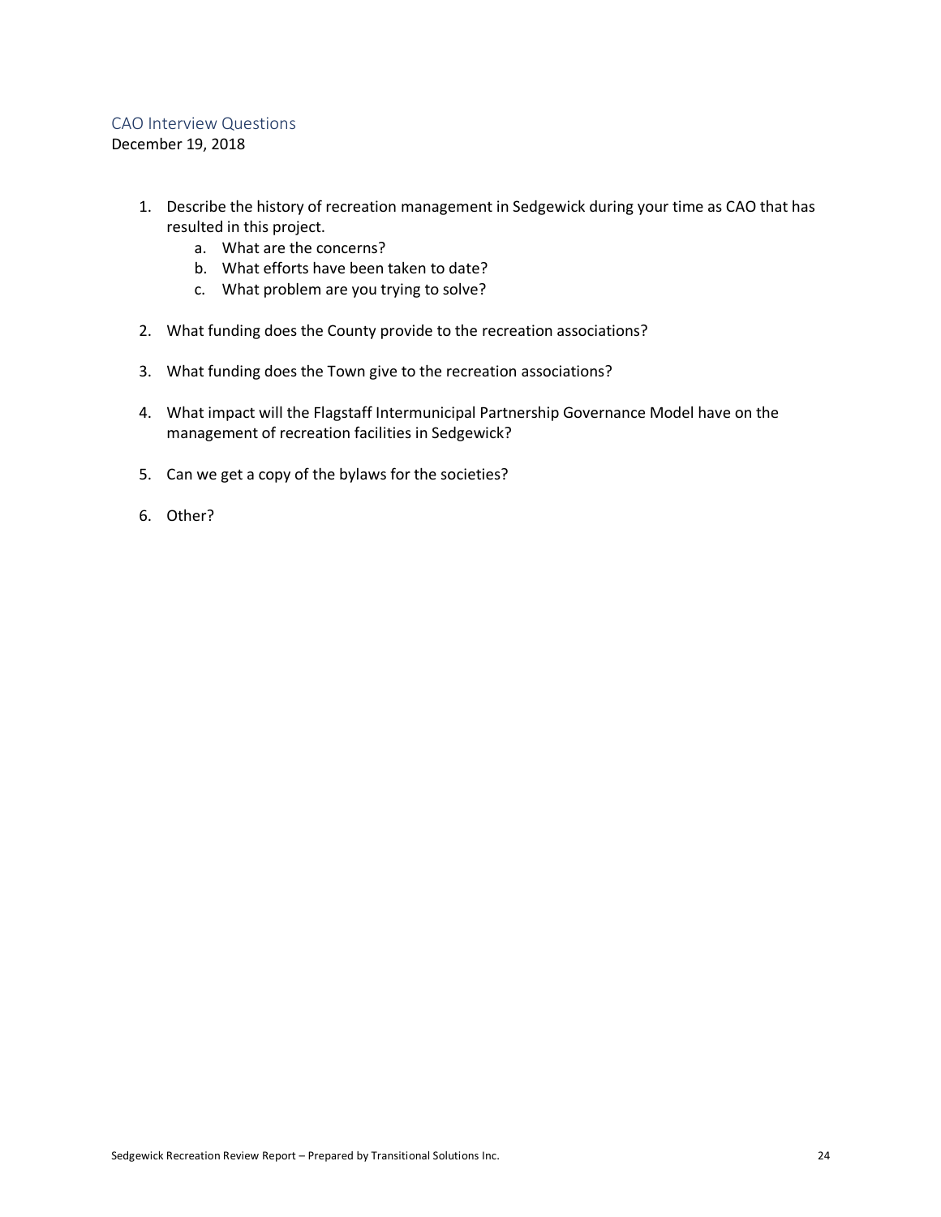## CAO Interview Questions

December 19, 2018

1. Describe the history of recreation management in Sedgewick during your time as CAO that has resulted in this project.
   a. What are the concerns?
   b. What efforts have been taken to date?
   c. What problem are you trying to solve?

2. What funding does the County provide to the recreation associations?

3. What funding does the Town give to the recreation associations?

4. What impact will the Flagstaff Intermunicipal Partnership Governance Model have on the management of recreation facilities in Sedgewick?

5. Can we get a copy of the bylaws for the societies?

6. Other?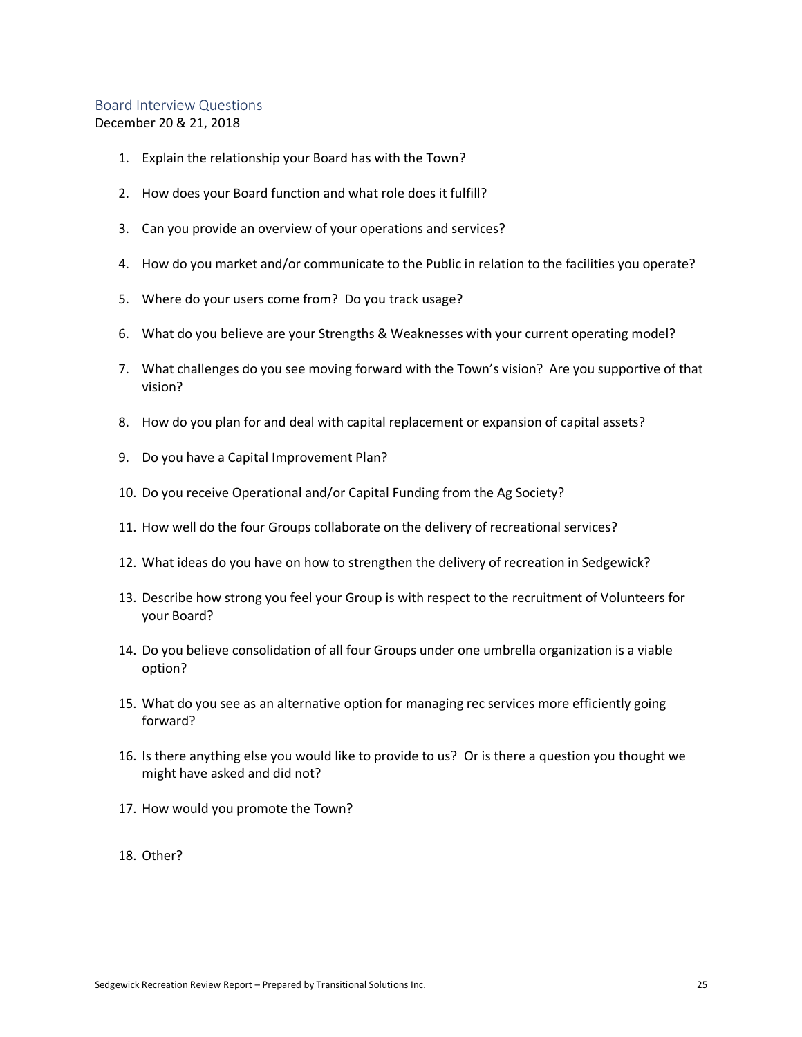## Board Interview Questions

December 20 & 21, 2018

1. Explain the relationship your Board has with the Town?
2. How does your Board function and what role does it fulfill?
3. Can you provide an overview of your operations and services?
4. How do you market and/or communicate to the Public in relation to the facilities you operate?
5. Where do your users come from? Do you track usage?
6. What do you believe are your Strengths & Weaknesses with your current operating model?
7. What challenges do you see moving forward with the Town's vision? Are you supportive of that vision?
8. How do you plan for and deal with capital replacement or expansion of capital assets?
9. Do you have a Capital Improvement Plan?
10. Do you receive Operational and/or Capital Funding from the Ag Society?
11. How well do the four Groups collaborate on the delivery of recreational services?
12. What ideas do you have on how to strengthen the delivery of recreation in Sedgewick?
13. Describe how strong you feel your Group is with respect to the recruitment of Volunteers for your Board?
14. Do you believe consolidation of all four Groups under one umbrella organization is a viable option?
15. What do you see as an alternative option for managing rec services more efficiently going forward?
16. Is there anything else you would like to provide to us? Or is there a question you thought we might have asked and did not?
17. How would you promote the Town?
18. Other?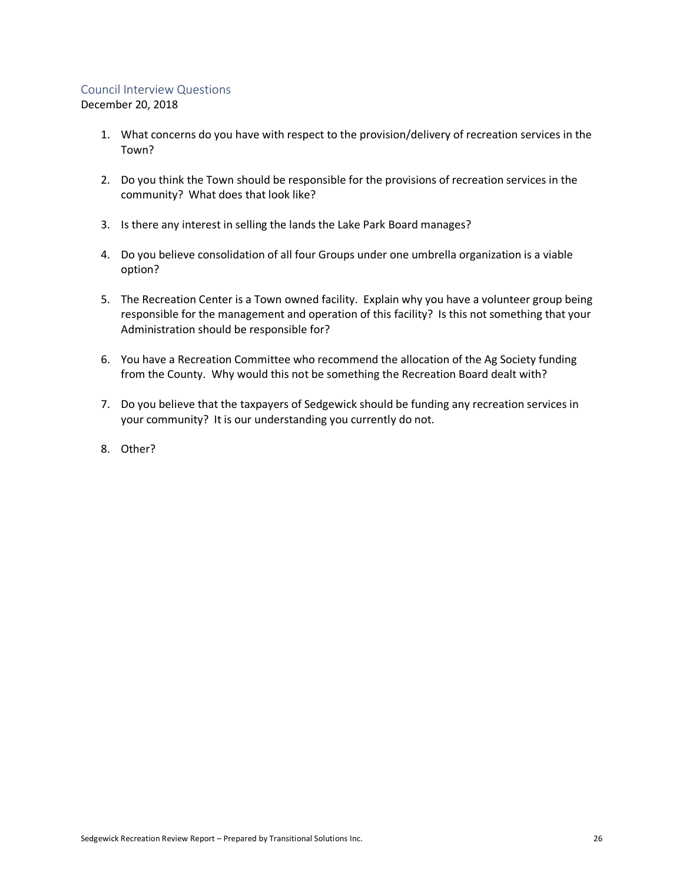## Council Interview Questions

December 20, 2018

1. What concerns do you have with respect to the provision/delivery of recreation services in the Town?

2. Do you think the Town should be responsible for the provisions of recreation services in the community? What does that look like?

3. Is there any interest in selling the lands the Lake Park Board manages?

4. Do you believe consolidation of all four Groups under one umbrella organization is a viable option?

5. The Recreation Center is a Town owned facility. Explain why you have a volunteer group being responsible for the management and operation of this facility? Is this not something that your Administration should be responsible for?

6. You have a Recreation Committee who recommend the allocation of the Ag Society funding from the County. Why would this not be something the Recreation Board dealt with?

7. Do you believe that the taxpayers of Sedgewick should be funding any recreation services in your community? It is our understanding you currently do not.

8. Other?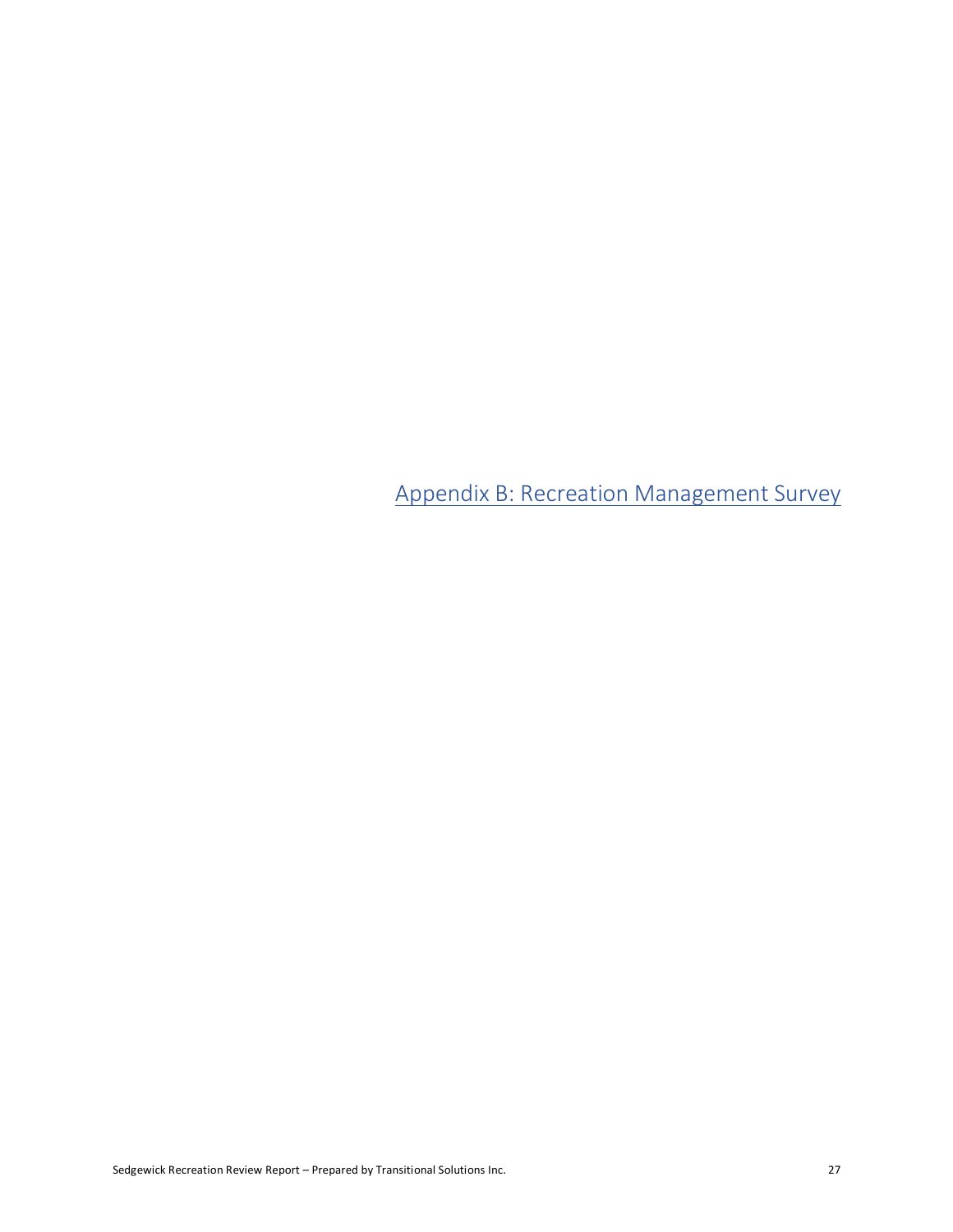# Appendix B: Recreation Management Survey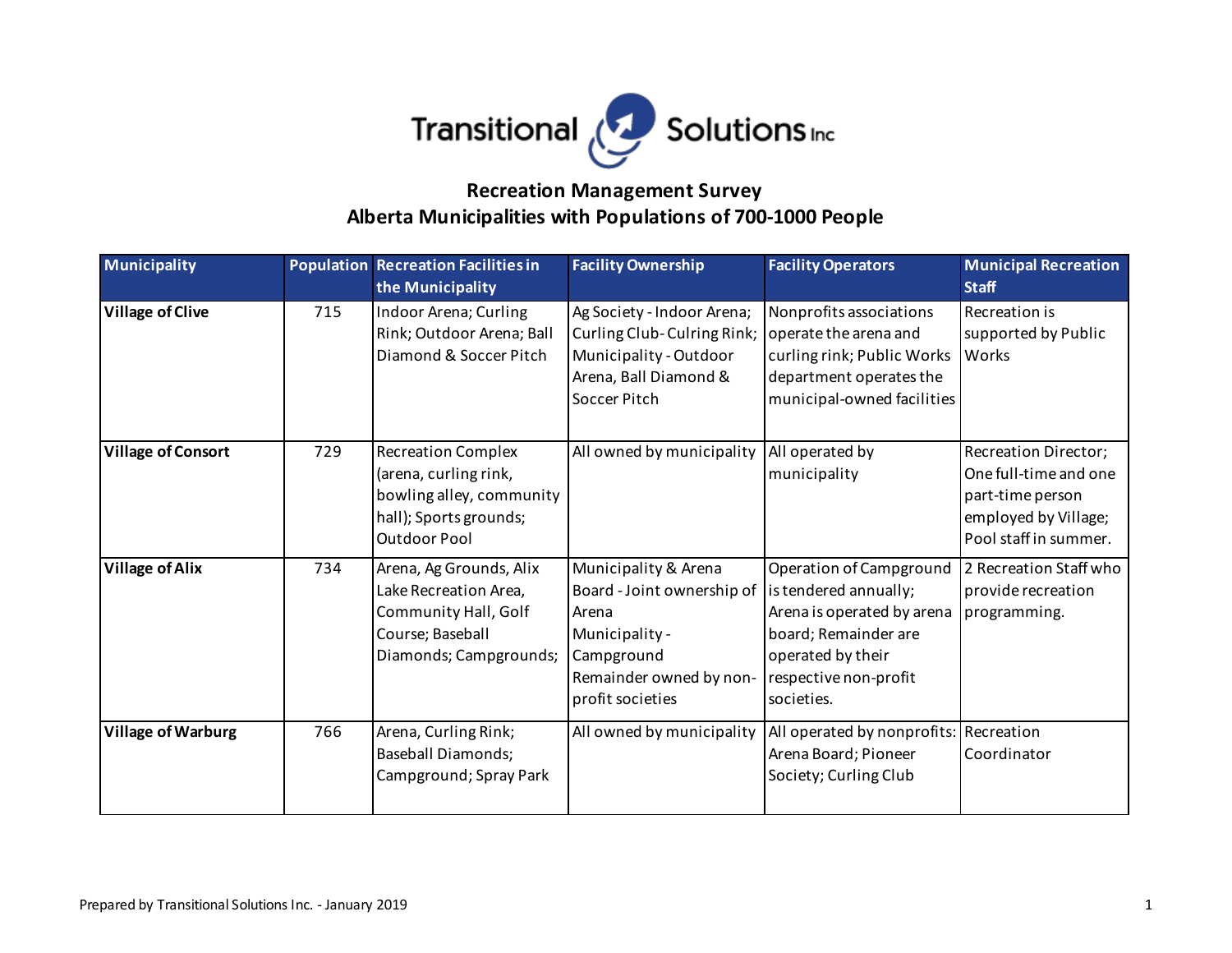Transitional Solutions Inc

**Recreation Management Survey**
**Alberta Municipalities with Populations of 700-1000 People**

| Municipality | Population | Recreation Facilities in the Municipality | Facility Ownership | Facility Operators | Municipal Recreation Staff |
|---|---|---|---|---|---|
| **Village of Clive** | 715 | Indoor Arena; Curling Rink; Outdoor Arena; Ball Diamond & Soccer Pitch | Ag Society - Indoor Arena; Curling Club- Culring Rink; Municipality - Outdoor Arena, Ball Diamond & Soccer Pitch | Nonprofits associations operate the arena and curling rink; Public Works department operates the municipal-owned facilities | Recreation is supported by Public Works |
| **Village of Consort** | 729 | Recreation Complex (arena, curling rink, bowling alley, community hall); Sports grounds; Outdoor Pool | All owned by municipality | All operated by municipality | Recreation Director; One full-time and one part-time person employed by Village; Pool staff in summer. |
| **Village of Alix** | 734 | Arena, Ag Grounds, Alix Lake Recreation Area, Community Hall, Golf Course; Baseball Diamonds; Campgrounds; | Municipality & Arena Board - Joint ownership of Arena Municipality - Campground Remainder owned by non-profit societies | Operation of Campground is tendered annually; Arena is operated by arena board; Remainder are operated by their respective non-profit societies. | 2 Recreation Staff who provide recreation programming. |
| **Village of Warburg** | 766 | Arena, Curling Rink; Baseball Diamonds; Campground; Spray Park | All owned by municipality | All operated by nonprofits: Arena Board; Pioneer Society; Curling Club | Recreation Coordinator |

Prepared by Transitional Solutions Inc. - January 2019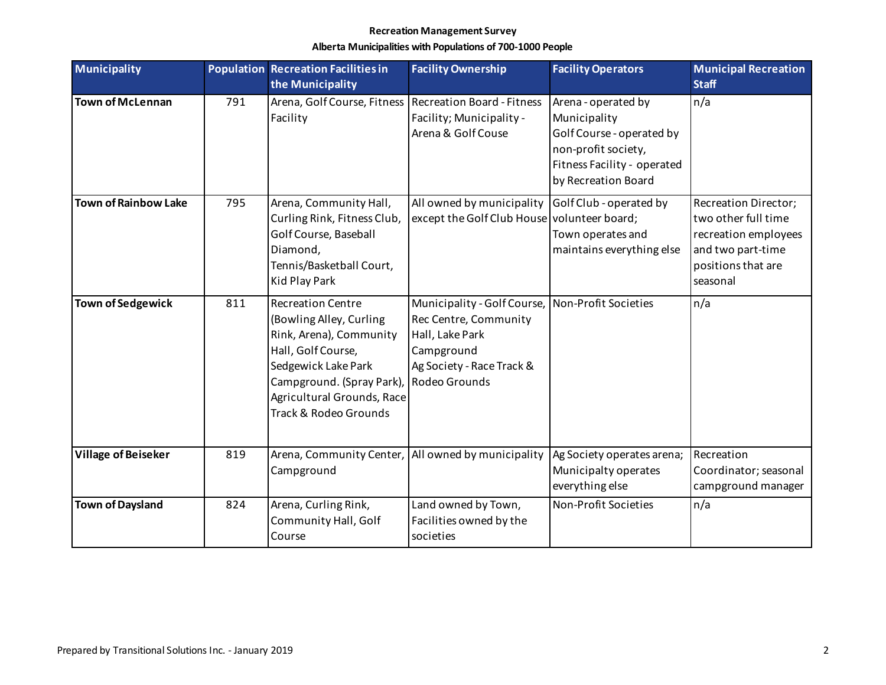**Recreation Management Survey**

**Alberta Municipalities with Populations of 700-1000 People**

| Municipality | Population | Recreation Facilities in the Municipality | Facility Ownership | Facility Operators | Municipal Recreation Staff |
|---|---|---|---|---|---|
| **Town of McLennan** | 791 | Arena, Golf Course, Fitness Facility | Recreation Board - Fitness Facility; Municipality - Arena & Golf Couse | Arena - operated by Municipality<br>Golf Course - operated by non-profit society,<br>Fitness Facility - operated by Recreation Board | n/a |
| **Town of Rainbow Lake** | 795 | Arena, Community Hall, Curling Rink, Fitness Club, Golf Course, Baseball Diamond, Tennis/Basketball Court, Kid Play Park | All owned by municipality except the Golf Club House | Golf Club - operated by volunteer board;<br>Town operates and maintains everything else | Recreation Director; two other full time recreation employees and two part-time positions that are seasonal |
| **Town of Sedgewick** | 811 | Recreation Centre (Bowling Alley, Curling Rink, Arena), Community Hall, Golf Course, Sedgewick Lake Park Campground. (Spray Park), Agricultural Grounds, Race Track & Rodeo Grounds | Municipality - Golf Course, Rec Centre, Community Hall, Lake Park Campground<br>Ag Society - Race Track & Rodeo Grounds | Non-Profit Societies | n/a |
| **Village of Beiseker** | 819 | Arena, Community Center, Campground | All owned by municipality | Ag Society operates arena; Municipalty operates everything else | Recreation Coordinator; seasonal campground manager |
| **Town of Daysland** | 824 | Arena, Curling Rink, Community Hall, Golf Course | Land owned by Town, Facilities owned by the societies | Non-Profit Societies | n/a |

Prepared by Transitional Solutions Inc. - January 2019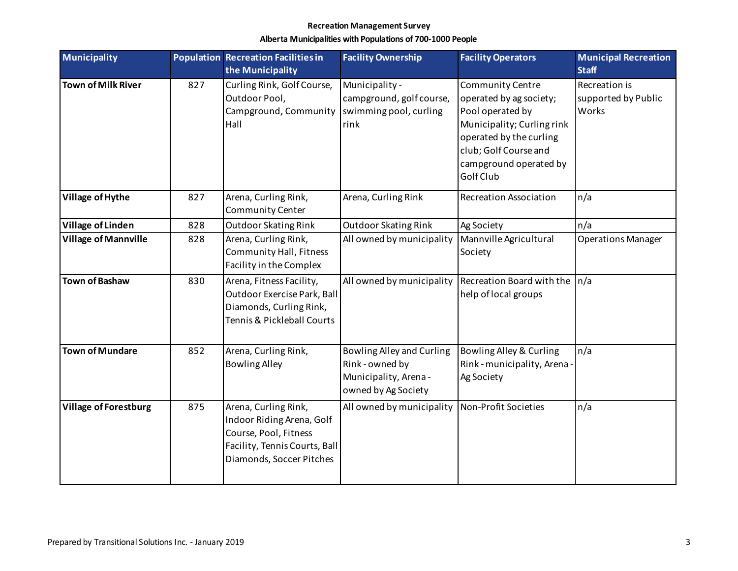**Recreation Management Survey**

**Alberta Municipalities with Populations of 700-1000 People**

| Municipality | Population | Recreation Facilities in the Municipality | Facility Ownership | Facility Operators | Municipal Recreation Staff |
|---|---|---|---|---|---|
| **Town of Milk River** | 827 | Curling Rink, Golf Course, Outdoor Pool, Campground, Community Hall | Municipality - campground, golf course, swimming pool, curling rink | Community Centre operated by ag society; Pool operated by Municipality; Curling rink operated by the curling club; Golf Course and campground operated by Golf Club | Recreation is supported by Public Works |
| **Village of Hythe** | 827 | Arena, Curling Rink, Community Center | Arena, Curling Rink | Recreation Association | n/a |
| **Village of Linden** | 828 | Outdoor Skating Rink | Outdoor Skating Rink | Ag Society | n/a |
| **Village of Mannville** | 828 | Arena, Curling Rink, Community Hall, Fitness Facility in the Complex | All owned by municipality | Mannville Agricultural Society | Operations Manager |
| **Town of Bashaw** | 830 | Arena, Fitness Facility, Outdoor Exercise Park, Ball Diamonds, Curling Rink, Tennis & Pickleball Courts | All owned by municipality | Recreation Board with the help of local groups | n/a |
| **Town of Mundare** | 852 | Arena, Curling Rink, Bowling Alley | Bowling Alley and Curling Rink - owned by Municipality, Arena - owned by Ag Society | Bowling Alley & Curling Rink - municipality, Arena - Ag Society | n/a |
| **Village of Forestburg** | 875 | Arena, Curling Rink, Indoor Riding Arena, Golf Course, Pool, Fitness Facility, Tennis Courts, Ball Diamonds, Soccer Pitches | All owned by municipality | Non-Profit Societies | n/a |

Prepared by Transitional Solutions Inc. - January 2019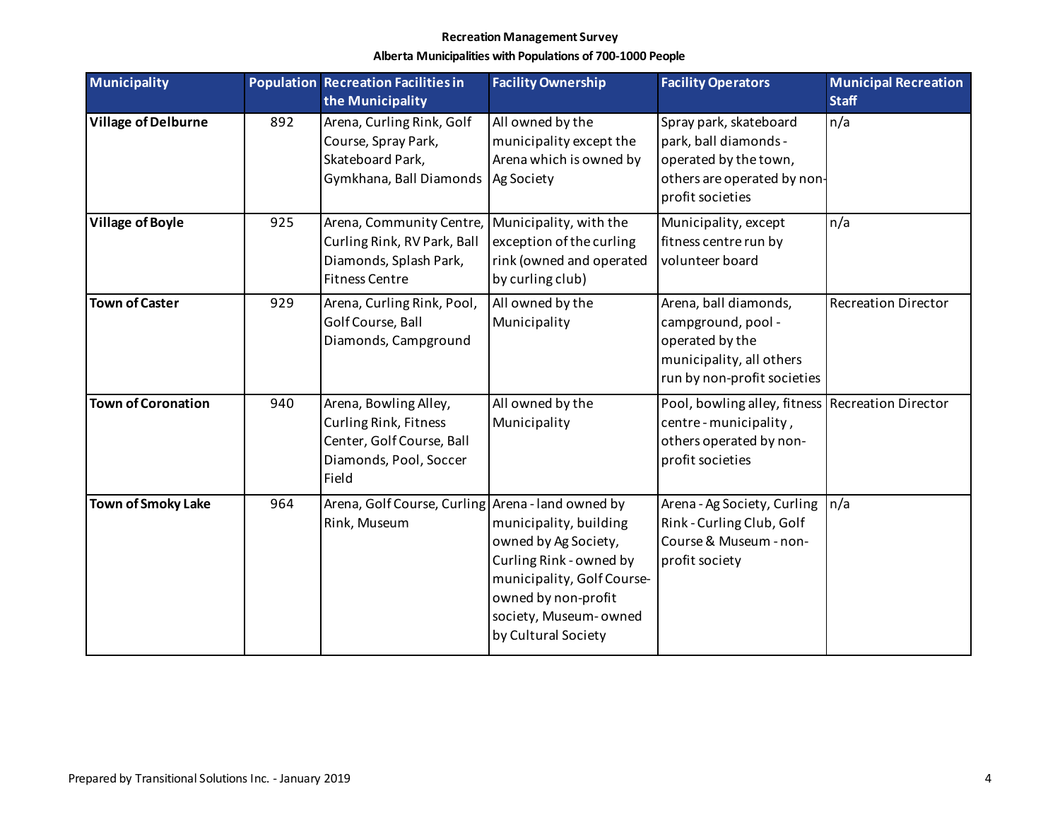**Recreation Management Survey**

**Alberta Municipalities with Populations of 700-1000 People**

| Municipality | Population | Recreation Facilities in the Municipality | Facility Ownership | Facility Operators | Municipal Recreation Staff |
|---|---|---|---|---|---|
| **Village of Delburne** | 892 | Arena, Curling Rink, Golf Course, Spray Park, Skateboard Park, Gymkhana, Ball Diamonds | All owned by the municipality except the Arena which is owned by Ag Society | Spray park, skateboard park, ball diamonds - operated by the town, others are operated by non-profit societies | n/a |
| **Village of Boyle** | 925 | Arena, Community Centre, Curling Rink, RV Park, Ball Diamonds, Splash Park, Fitness Centre | Municipality, with the exception of the curling rink (owned and operated by curling club) | Municipality, except fitness centre run by volunteer board | n/a |
| **Town of Caster** | 929 | Arena, Curling Rink, Pool, Golf Course, Ball Diamonds, Campground | All owned by the Municipality | Arena, ball diamonds, campground, pool - operated by the municipality, all others run by non-profit societies | Recreation Director |
| **Town of Coronation** | 940 | Arena, Bowling Alley, Curling Rink, Fitness Center, Golf Course, Ball Diamonds, Pool, Soccer Field | All owned by the Municipality | Pool, bowling alley, fitness centre - municipality, others operated by non-profit societies | Recreation Director |
| **Town of Smoky Lake** | 964 | Arena, Golf Course, Curling Rink, Museum | Arena - land owned by municipality, building owned by Ag Society, Curling Rink - owned by municipality, Golf Course- owned by non-profit society, Museum- owned by Cultural Society | Arena - Ag Society, Curling Rink - Curling Club, Golf Course & Museum - non-profit society | n/a |

Prepared by Transitional Solutions Inc. - January 2019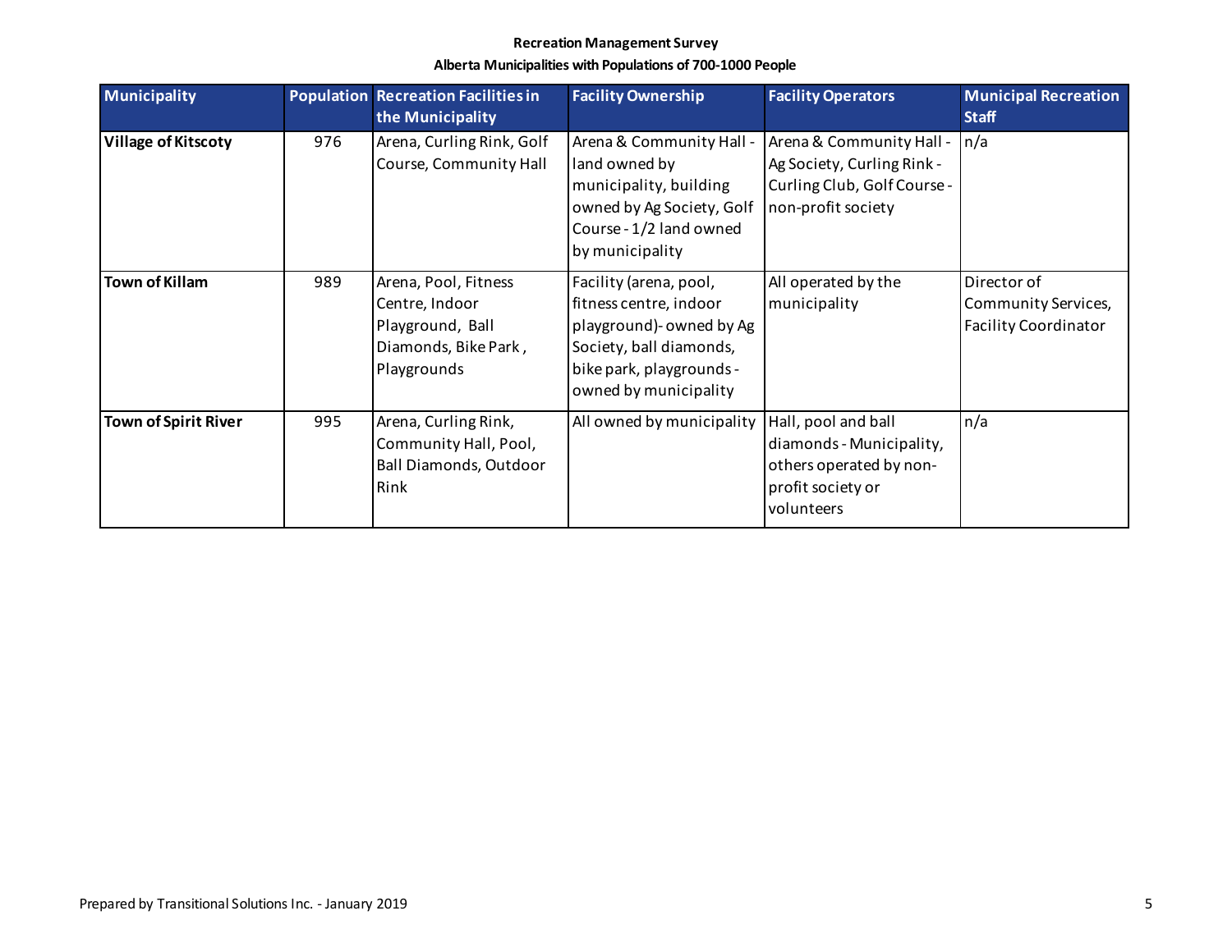**Recreation Management Survey**

**Alberta Municipalities with Populations of 700-1000 People**

| Municipality | Population | Recreation Facilities in the Municipality | Facility Ownership | Facility Operators | Municipal Recreation Staff |
|---|---|---|---|---|---|
| **Village of Kitscoty** | 976 | Arena, Curling Rink, Golf Course, Community Hall | Arena & Community Hall - land owned by municipality, building owned by Ag Society, Golf Course - 1/2 land owned by municipality | Arena & Community Hall - Ag Society, Curling Rink - Curling Club, Golf Course - non-profit society | n/a |
| **Town of Killam** | 989 | Arena, Pool, Fitness Centre, Indoor Playground, Ball Diamonds, Bike Park, Playgrounds | Facility (arena, pool, fitness centre, indoor playground)- owned by Ag Society, ball diamonds, bike park, playgrounds - owned by municipality | All operated by the municipality | Director of Community Services, Facility Coordinator |
| **Town of Spirit River** | 995 | Arena, Curling Rink, Community Hall, Pool, Ball Diamonds, Outdoor Rink | All owned by municipality | Hall, pool and ball diamonds - Municipality, others operated by non-profit society or volunteers | n/a |

Prepared by Transitional Solutions Inc. - January 2019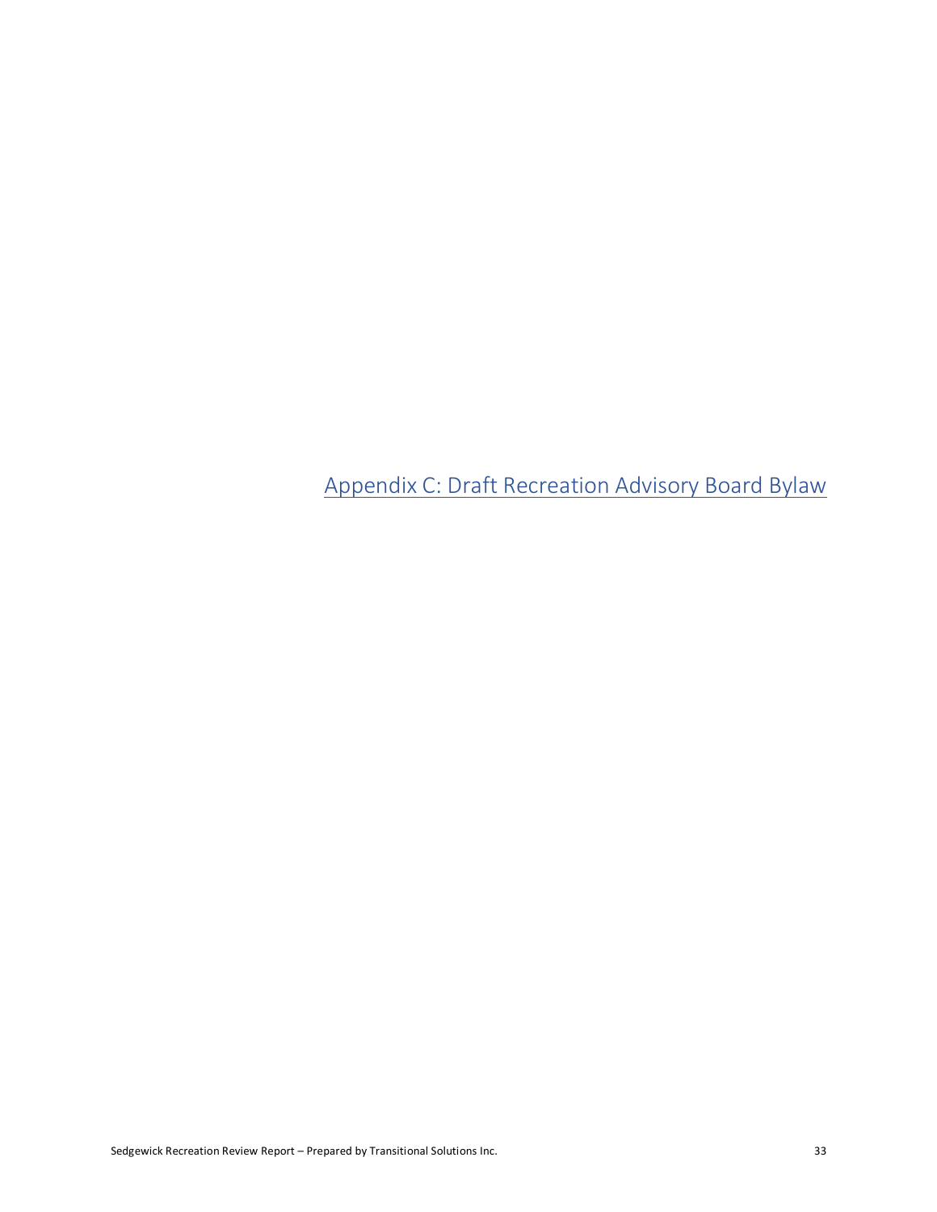# Appendix C: Draft Recreation Advisory Board Bylaw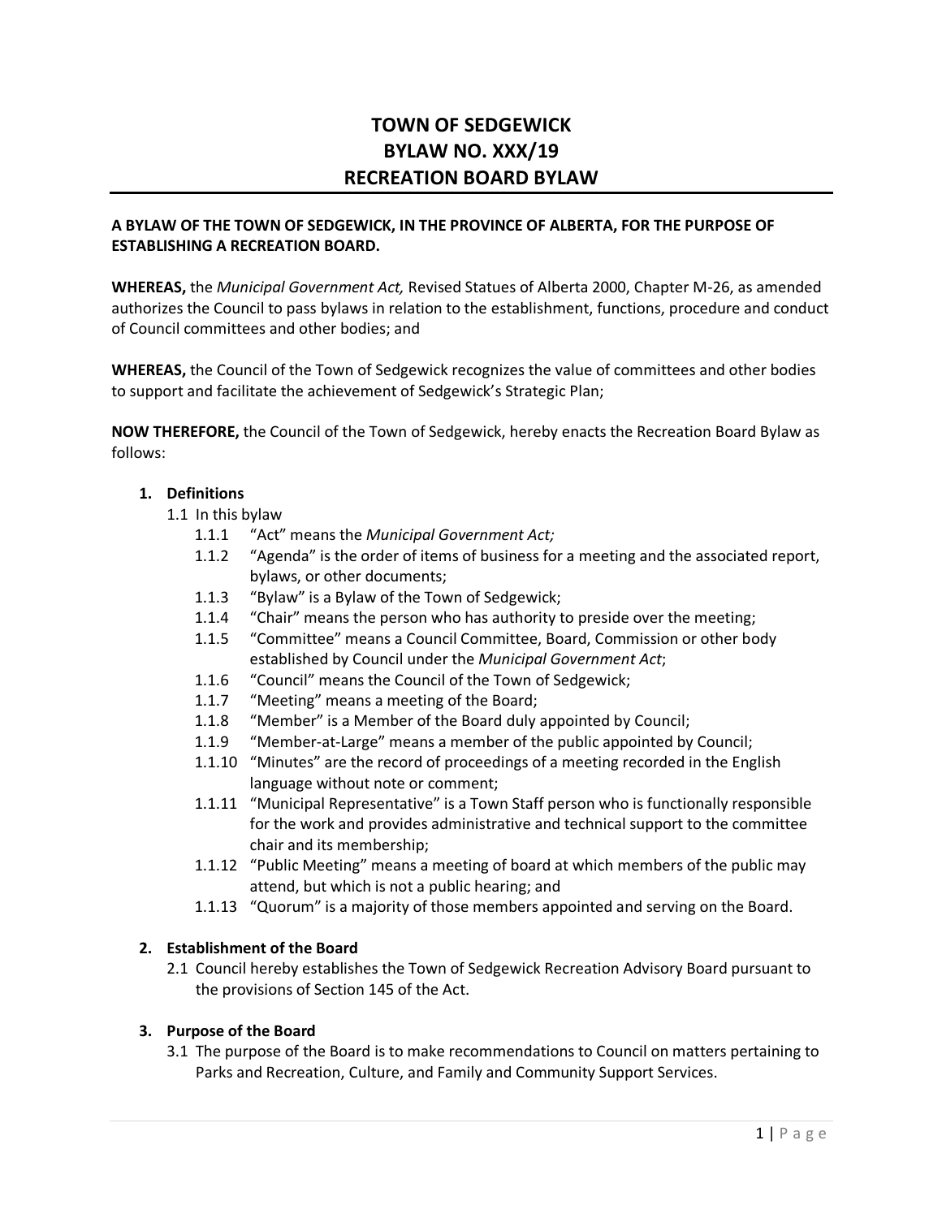# TOWN OF SEDGEWICK
# BYLAW NO. XXX/19
# RECREATION BOARD BYLAW

**A BYLAW OF THE TOWN OF SEDGEWICK, IN THE PROVINCE OF ALBERTA, FOR THE PURPOSE OF ESTABLISHING A RECREATION BOARD.**

**WHEREAS,** the *Municipal Government Act,* Revised Statues of Alberta 2000, Chapter M-26, as amended authorizes the Council to pass bylaws in relation to the establishment, functions, procedure and conduct of Council committees and other bodies; and

**WHEREAS,** the Council of the Town of Sedgewick recognizes the value of committees and other bodies to support and facilitate the achievement of Sedgewick's Strategic Plan;

**NOW THEREFORE,** the Council of the Town of Sedgewick, hereby enacts the Recreation Board Bylaw as follows:

1. **Definitions**

   1.1 In this bylaw

   - 1.1.1 "Act" means the *Municipal Government Act;*
   - 1.1.2 "Agenda" is the order of items of business for a meeting and the associated report, bylaws, or other documents;
   - 1.1.3 "Bylaw" is a Bylaw of the Town of Sedgewick;
   - 1.1.4 "Chair" means the person who has authority to preside over the meeting;
   - 1.1.5 "Committee" means a Council Committee, Board, Commission or other body established by Council under the *Municipal Government Act*;
   - 1.1.6 "Council" means the Council of the Town of Sedgewick;
   - 1.1.7 "Meeting" means a meeting of the Board;
   - 1.1.8 "Member" is a Member of the Board duly appointed by Council;
   - 1.1.9 "Member-at-Large" means a member of the public appointed by Council;
   - 1.1.10 "Minutes" are the record of proceedings of a meeting recorded in the English language without note or comment;
   - 1.1.11 "Municipal Representative" is a Town Staff person who is functionally responsible for the work and provides administrative and technical support to the committee chair and its membership;
   - 1.1.12 "Public Meeting" means a meeting of board at which members of the public may attend, but which is not a public hearing; and
   - 1.1.13 "Quorum" is a majority of those members appointed and serving on the Board.

2. **Establishment of the Board**

   2.1 Council hereby establishes the Town of Sedgewick Recreation Advisory Board pursuant to the provisions of Section 145 of the Act.

3. **Purpose of the Board**

   3.1 The purpose of the Board is to make recommendations to Council on matters pertaining to Parks and Recreation, Culture, and Family and Community Support Services.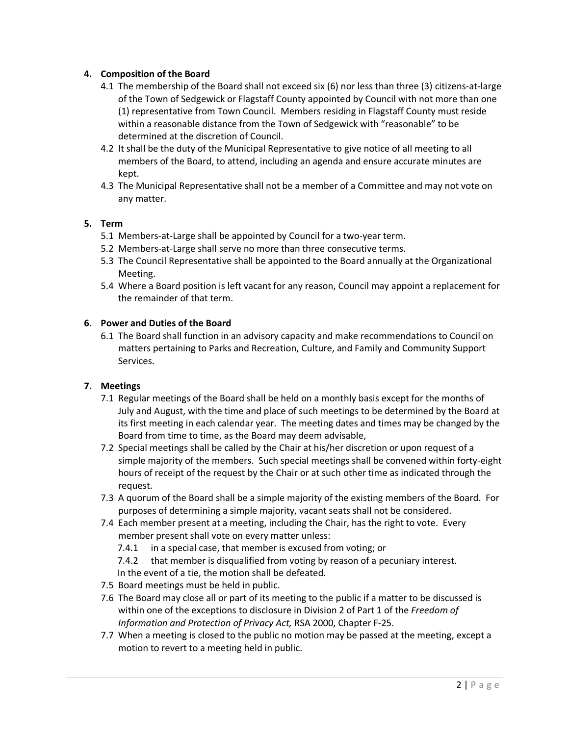## 4. Composition of the Board

4.1 The membership of the Board shall not exceed six (6) nor less than three (3) citizens-at-large of the Town of Sedgewick or Flagstaff County appointed by Council with not more than one (1) representative from Town Council. Members residing in Flagstaff County must reside within a reasonable distance from the Town of Sedgewick with "reasonable" to be determined at the discretion of Council.

4.2 It shall be the duty of the Municipal Representative to give notice of all meeting to all members of the Board, to attend, including an agenda and ensure accurate minutes are kept.

4.3 The Municipal Representative shall not be a member of a Committee and may not vote on any matter.

## 5. Term

5.1 Members-at-Large shall be appointed by Council for a two-year term.

5.2 Members-at-Large shall serve no more than three consecutive terms.

5.3 The Council Representative shall be appointed to the Board annually at the Organizational Meeting.

5.4 Where a Board position is left vacant for any reason, Council may appoint a replacement for the remainder of that term.

## 6. Power and Duties of the Board

6.1 The Board shall function in an advisory capacity and make recommendations to Council on matters pertaining to Parks and Recreation, Culture, and Family and Community Support Services.

## 7. Meetings

7.1 Regular meetings of the Board shall be held on a monthly basis except for the months of July and August, with the time and place of such meetings to be determined by the Board at its first meeting in each calendar year. The meeting dates and times may be changed by the Board from time to time, as the Board may deem advisable,

7.2 Special meetings shall be called by the Chair at his/her discretion or upon request of a simple majority of the members. Such special meetings shall be convened within forty-eight hours of receipt of the request by the Chair or at such other time as indicated through the request.

7.3 A quorum of the Board shall be a simple majority of the existing members of the Board. For purposes of determining a simple majority, vacant seats shall not be considered.

7.4 Each member present at a meeting, including the Chair, has the right to vote. Every member present shall vote on every matter unless:

7.4.1 in a special case, that member is excused from voting; or

7.4.2 that member is disqualified from voting by reason of a pecuniary interest.

In the event of a tie, the motion shall be defeated.

7.5 Board meetings must be held in public.

7.6 The Board may close all or part of its meeting to the public if a matter to be discussed is within one of the exceptions to disclosure in Division 2 of Part 1 of the *Freedom of Information and Protection of Privacy Act,* RSA 2000, Chapter F-25.

7.7 When a meeting is closed to the public no motion may be passed at the meeting, except a motion to revert to a meeting held in public.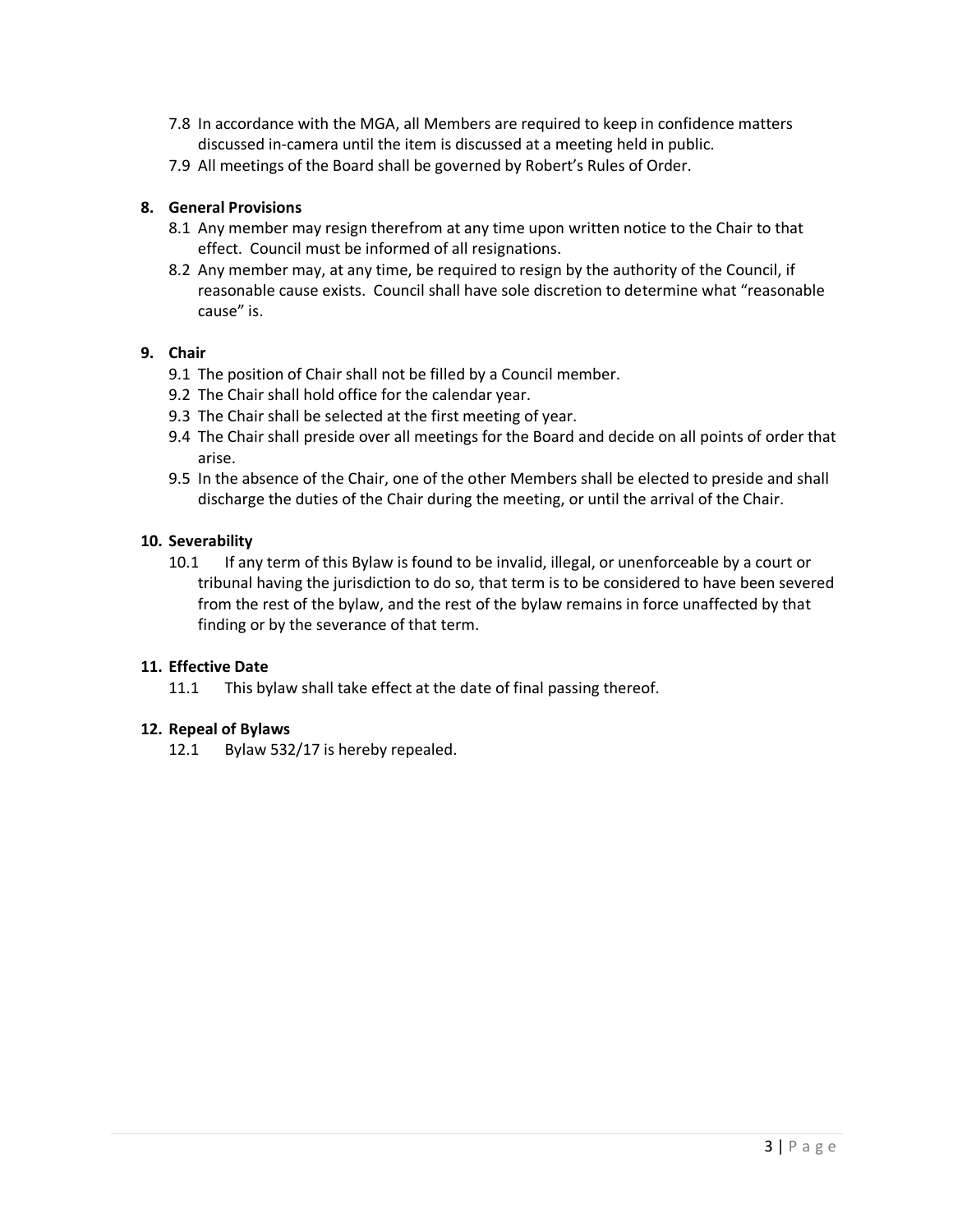7.8 In accordance with the MGA, all Members are required to keep in confidence matters discussed in-camera until the item is discussed at a meeting held in public.

7.9 All meetings of the Board shall be governed by Robert's Rules of Order.

**8. General Provisions**

8.1 Any member may resign therefrom at any time upon written notice to the Chair to that effect. Council must be informed of all resignations.

8.2 Any member may, at any time, be required to resign by the authority of the Council, if reasonable cause exists. Council shall have sole discretion to determine what "reasonable cause" is.

**9. Chair**

9.1 The position of Chair shall not be filled by a Council member.

9.2 The Chair shall hold office for the calendar year.

9.3 The Chair shall be selected at the first meeting of year.

9.4 The Chair shall preside over all meetings for the Board and decide on all points of order that arise.

9.5 In the absence of the Chair, one of the other Members shall be elected to preside and shall discharge the duties of the Chair during the meeting, or until the arrival of the Chair.

**10. Severability**

10.1 If any term of this Bylaw is found to be invalid, illegal, or unenforceable by a court or tribunal having the jurisdiction to do so, that term is to be considered to have been severed from the rest of the bylaw, and the rest of the bylaw remains in force unaffected by that finding or by the severance of that term.

**11. Effective Date**

11.1 This bylaw shall take effect at the date of final passing thereof.

**12. Repeal of Bylaws**

12.1 Bylaw 532/17 is hereby repealed.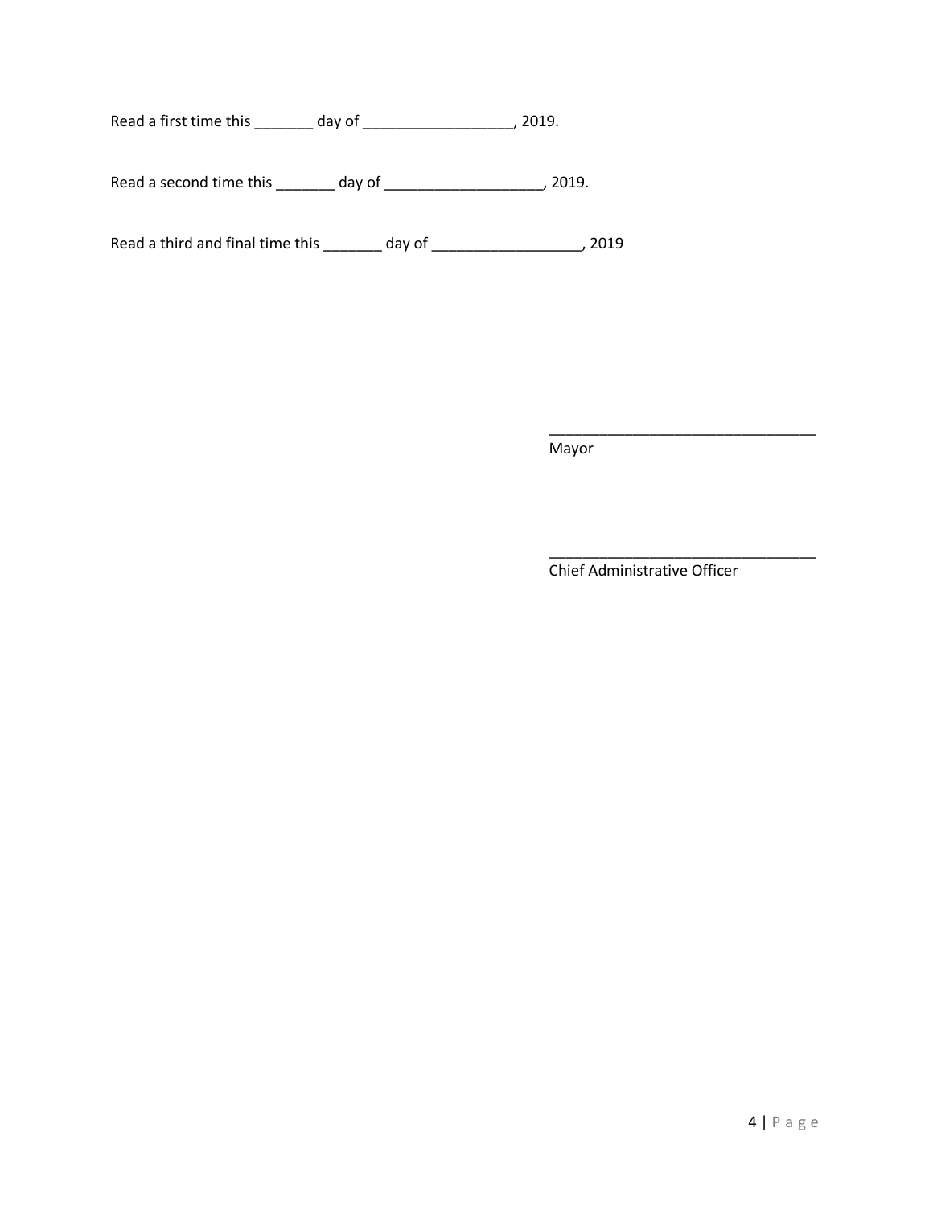Read a first time this _______ day of __________________, 2019.

Read a second time this _______ day of ___________________, 2019.

Read a third and final time this _______ day of __________________, 2019

________________________________
Mayor

________________________________
Chief Administrative Officer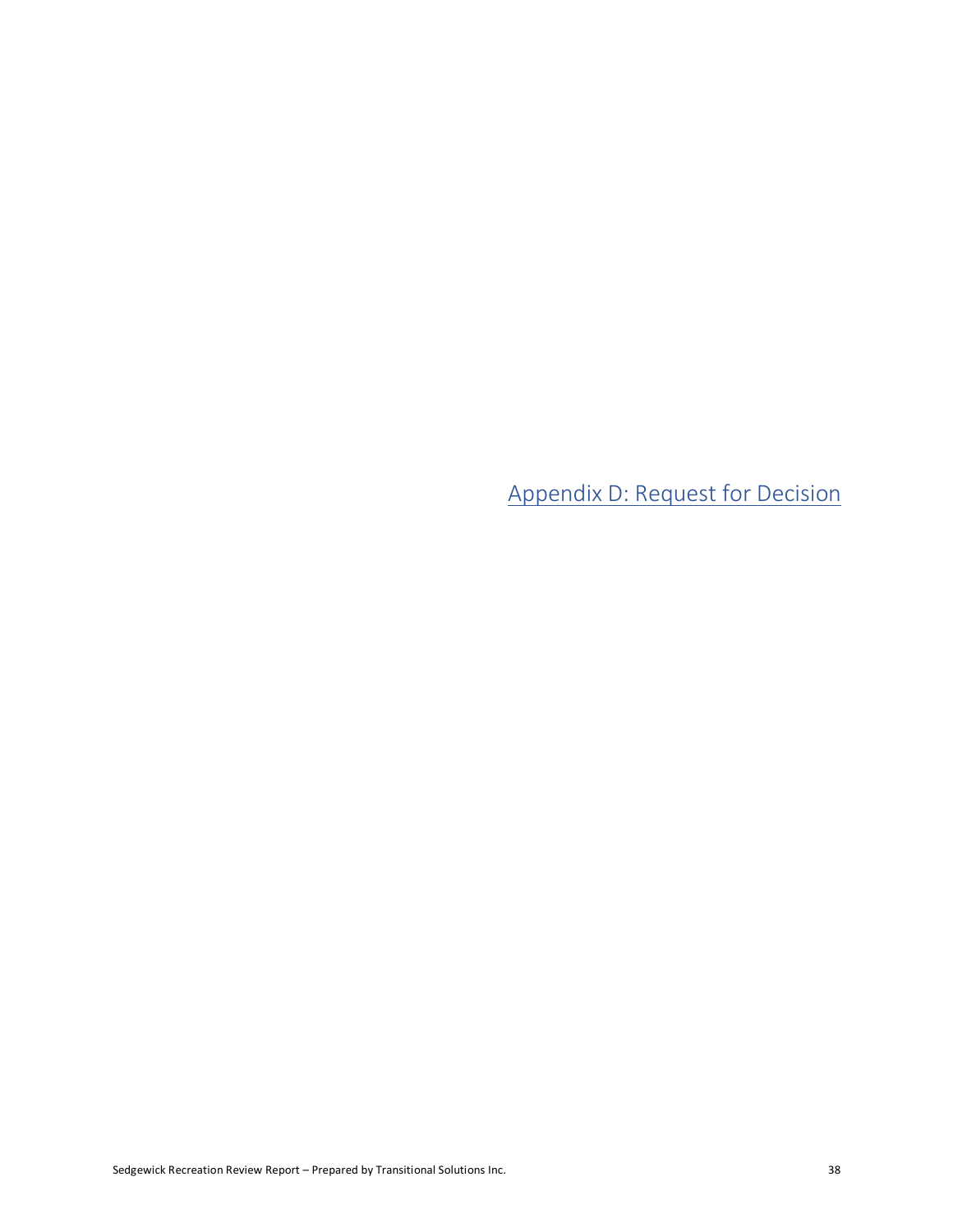# Appendix D: Request for Decision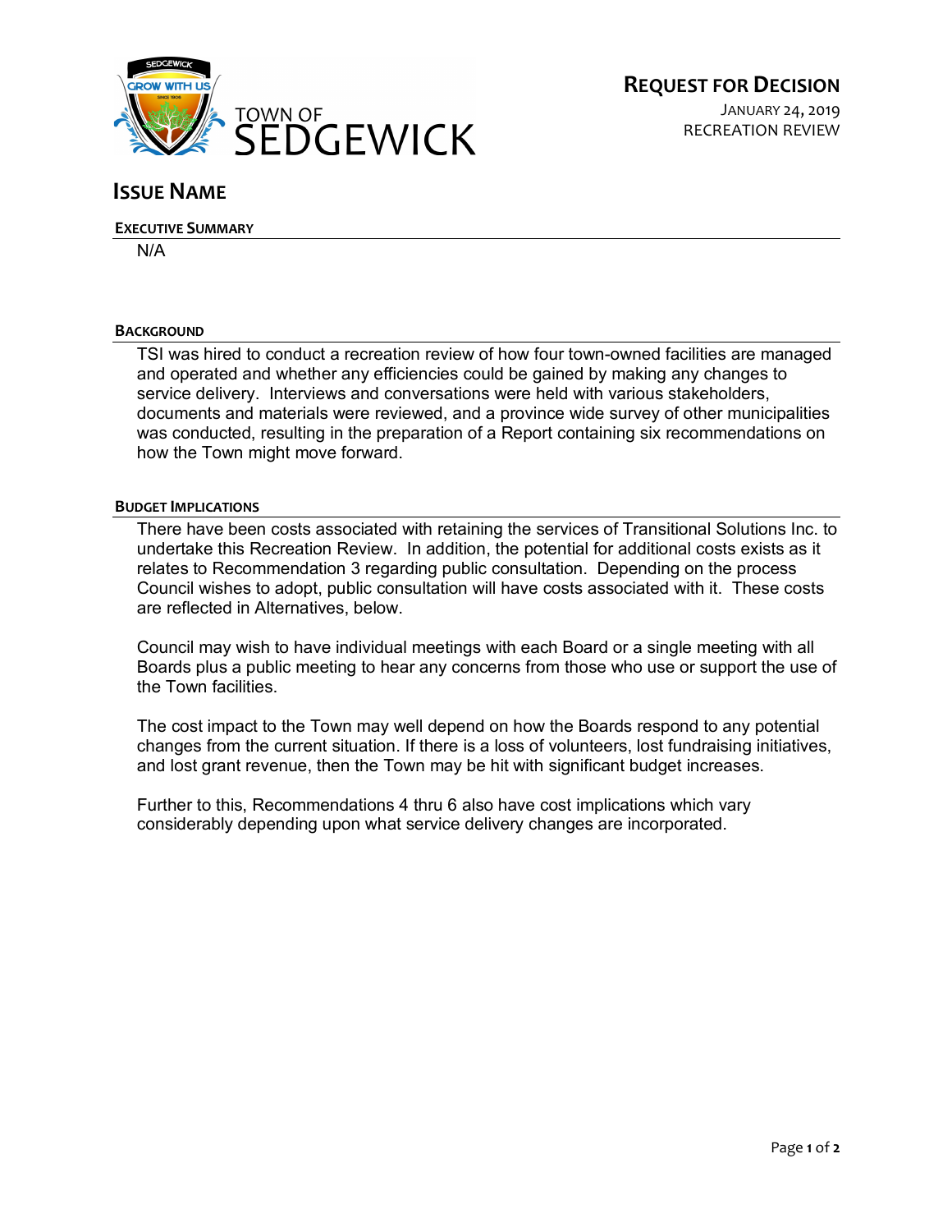TOWN OF SEDGEWICK

# REQUEST FOR DECISION

JANUARY 24, 2019
RECREATION REVIEW

## ISSUE NAME

### EXECUTIVE SUMMARY

N/A

### BACKGROUND

TSI was hired to conduct a recreation review of how four town-owned facilities are managed and operated and whether any efficiencies could be gained by making any changes to service delivery. Interviews and conversations were held with various stakeholders, documents and materials were reviewed, and a province wide survey of other municipalities was conducted, resulting in the preparation of a Report containing six recommendations on how the Town might move forward.

### BUDGET IMPLICATIONS

There have been costs associated with retaining the services of Transitional Solutions Inc. to undertake this Recreation Review. In addition, the potential for additional costs exists as it relates to Recommendation 3 regarding public consultation. Depending on the process Council wishes to adopt, public consultation will have costs associated with it. These costs are reflected in Alternatives, below.

Council may wish to have individual meetings with each Board or a single meeting with all Boards plus a public meeting to hear any concerns from those who use or support the use of the Town facilities.

The cost impact to the Town may well depend on how the Boards respond to any potential changes from the current situation. If there is a loss of volunteers, lost fundraising initiatives, and lost grant revenue, then the Town may be hit with significant budget increases.

Further to this, Recommendations 4 thru 6 also have cost implications which vary considerably depending upon what service delivery changes are incorporated.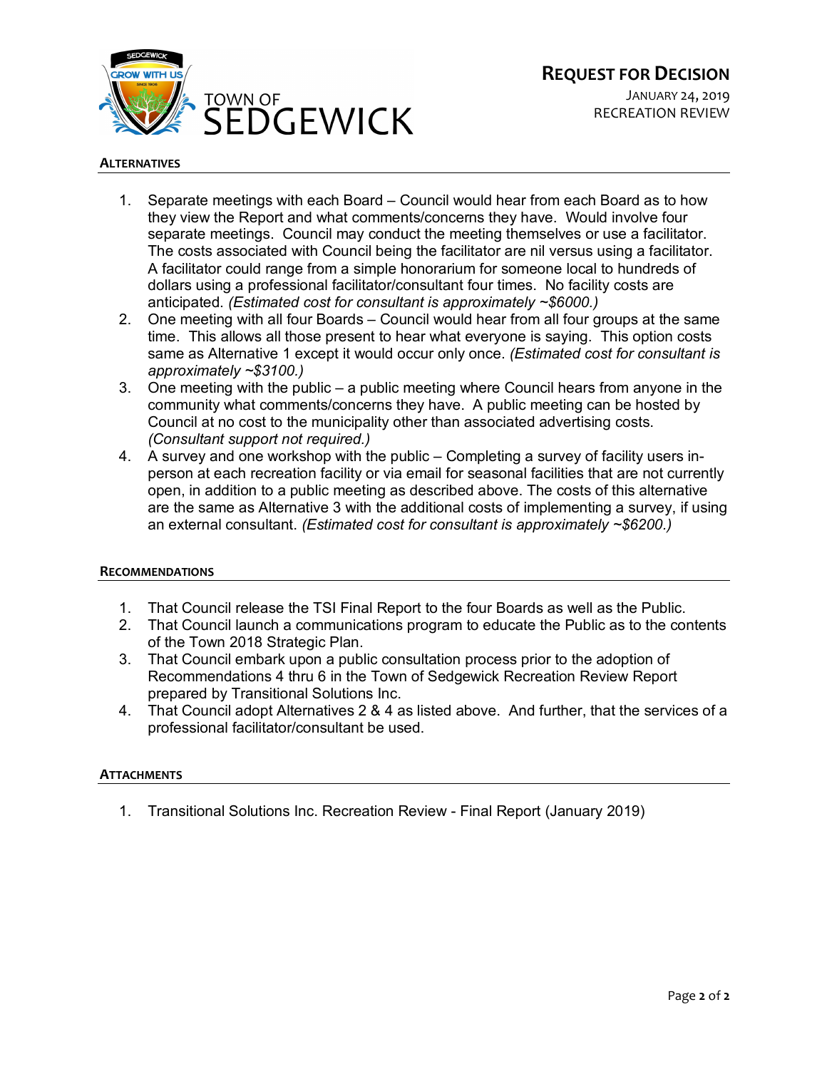# Town of Sedgewick

## REQUEST FOR DECISION

January 24, 2019
RECREATION REVIEW

### ALTERNATIVES

1. Separate meetings with each Board – Council would hear from each Board as to how they view the Report and what comments/concerns they have. Would involve four separate meetings. Council may conduct the meeting themselves or use a facilitator. The costs associated with Council being the facilitator are nil versus using a facilitator. A facilitator could range from a simple honorarium for someone local to hundreds of dollars using a professional facilitator/consultant four times. No facility costs are anticipated. *(Estimated cost for consultant is approximately ~$6000.)*
2. One meeting with all four Boards – Council would hear from all four groups at the same time. This allows all those present to hear what everyone is saying. This option costs same as Alternative 1 except it would occur only once. *(Estimated cost for consultant is approximately ~$3100.)*
3. One meeting with the public – a public meeting where Council hears from anyone in the community what comments/concerns they have. A public meeting can be hosted by Council at no cost to the municipality other than associated advertising costs. *(Consultant support not required.)*
4. A survey and one workshop with the public – Completing a survey of facility users in-person at each recreation facility or via email for seasonal facilities that are not currently open, in addition to a public meeting as described above. The costs of this alternative are the same as Alternative 3 with the additional costs of implementing a survey, if using an external consultant. *(Estimated cost for consultant is approximately ~$6200.)*

### RECOMMENDATIONS

1. That Council release the TSI Final Report to the four Boards as well as the Public.
2. That Council launch a communications program to educate the Public as to the contents of the Town 2018 Strategic Plan.
3. That Council embark upon a public consultation process prior to the adoption of Recommendations 4 thru 6 in the Town of Sedgewick Recreation Review Report prepared by Transitional Solutions Inc.
4. That Council adopt Alternatives 2 & 4 as listed above. And further, that the services of a professional facilitator/consultant be used.

### ATTACHMENTS

1. Transitional Solutions Inc. Recreation Review - Final Report (January 2019)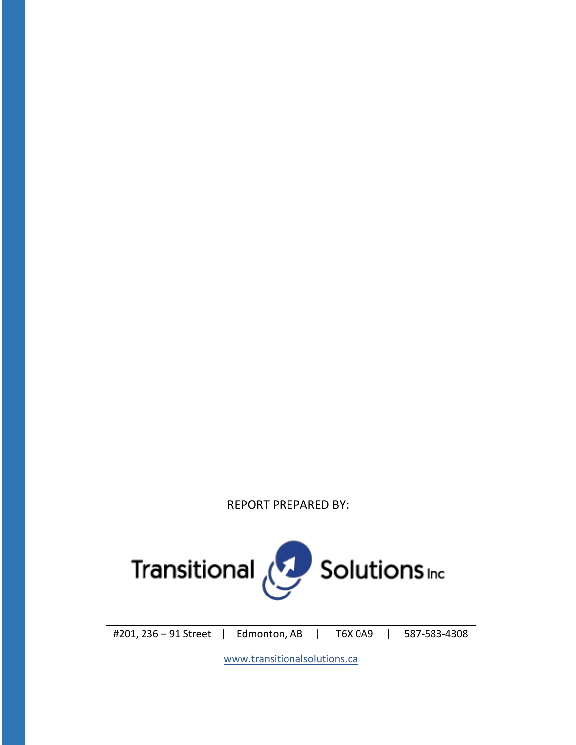REPORT PREPARED BY:

Transitional Solutions Inc

#201, 236 – 91 Street | Edmonton, AB | T6X 0A9 | 587-583-4308

www.transitionalsolutions.ca